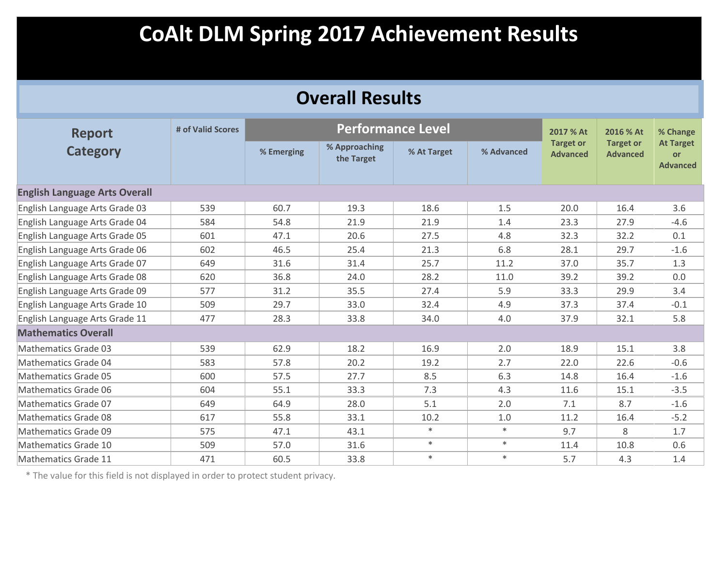# CoAlt DLM Spring 2017 Achievement Results

## Overall Results

| Report Category | # of Valid Scores | Performance Level | | | | 2017 % At Target or Advanced | 2016 % At Target or Advanced | % Change At Target or Advanced |
|---|---|---|---|---|---|---|---|---|
| | | % Emerging | % Approaching the Target | % At Target | % Advanced | | | |
| **English Language Arts Overall** | | | | | | | | |
| English Language Arts Grade 03 | 539 | 60.7 | 19.3 | 18.6 | 1.5 | 20.0 | 16.4 | 3.6 |
| English Language Arts Grade 04 | 584 | 54.8 | 21.9 | 21.9 | 1.4 | 23.3 | 27.9 | -4.6 |
| English Language Arts Grade 05 | 601 | 47.1 | 20.6 | 27.5 | 4.8 | 32.3 | 32.2 | 0.1 |
| English Language Arts Grade 06 | 602 | 46.5 | 25.4 | 21.3 | 6.8 | 28.1 | 29.7 | -1.6 |
| English Language Arts Grade 07 | 649 | 31.6 | 31.4 | 25.7 | 11.2 | 37.0 | 35.7 | 1.3 |
| English Language Arts Grade 08 | 620 | 36.8 | 24.0 | 28.2 | 11.0 | 39.2 | 39.2 | 0.0 |
| English Language Arts Grade 09 | 577 | 31.2 | 35.5 | 27.4 | 5.9 | 33.3 | 29.9 | 3.4 |
| English Language Arts Grade 10 | 509 | 29.7 | 33.0 | 32.4 | 4.9 | 37.3 | 37.4 | -0.1 |
| English Language Arts Grade 11 | 477 | 28.3 | 33.8 | 34.0 | 4.0 | 37.9 | 32.1 | 5.8 |
| **Mathematics Overall** | | | | | | | | |
| Mathematics Grade 03 | 539 | 62.9 | 18.2 | 16.9 | 2.0 | 18.9 | 15.1 | 3.8 |
| Mathematics Grade 04 | 583 | 57.8 | 20.2 | 19.2 | 2.7 | 22.0 | 22.6 | -0.6 |
| Mathematics Grade 05 | 600 | 57.5 | 27.7 | 8.5 | 6.3 | 14.8 | 16.4 | -1.6 |
| Mathematics Grade 06 | 604 | 55.1 | 33.3 | 7.3 | 4.3 | 11.6 | 15.1 | -3.5 |
| Mathematics Grade 07 | 649 | 64.9 | 28.0 | 5.1 | 2.0 | 7.1 | 8.7 | -1.6 |
| Mathematics Grade 08 | 617 | 55.8 | 33.1 | 10.2 | 1.0 | 11.2 | 16.4 | -5.2 |
| Mathematics Grade 09 | 575 | 47.1 | 43.1 | * | * | 9.7 | 8 | 1.7 |
| Mathematics Grade 10 | 509 | 57.0 | 31.6 | * | * | 11.4 | 10.8 | 0.6 |
| Mathematics Grade 11 | 471 | 60.5 | 33.8 | * | * | 5.7 | 4.3 | 1.4 |

* The value for this field is not displayed in order to protect student privacy.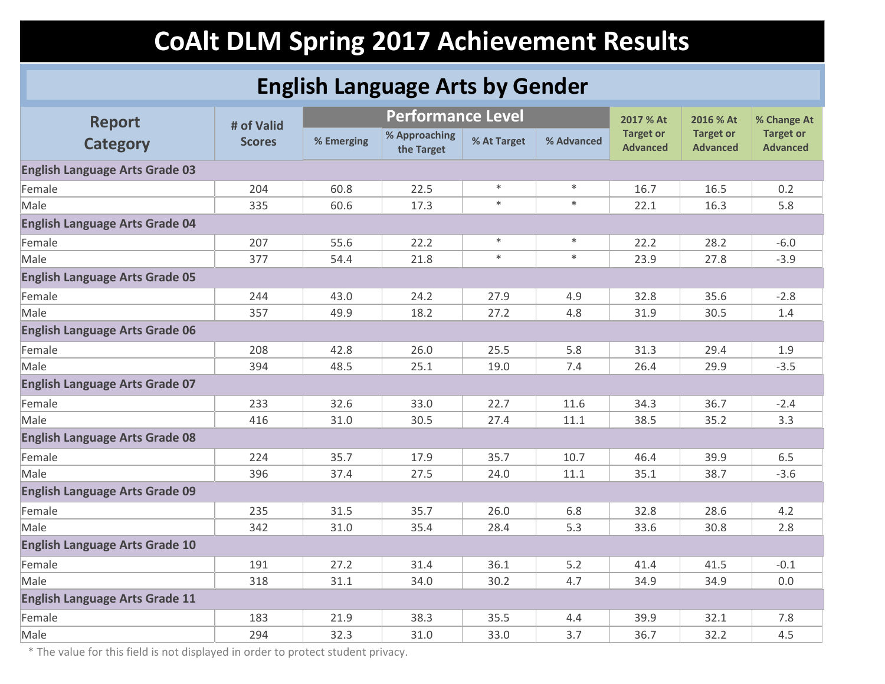# CoAlt DLM Spring 2017 Achievement Results

## English Language Arts by Gender

| Report Category | # of Valid Scores | Performance Level | | | | 2017 % At Target or Advanced | 2016 % At Target or Advanced | % Change At Target or Advanced |
|---|---|---|---|---|---|---|---|---|
| | | % Emerging | % Approaching the Target | % At Target | % Advanced | | | |
| **English Language Arts Grade 03** | | | | | | | | |
| Female | 204 | 60.8 | 22.5 | * | * | 16.7 | 16.5 | 0.2 |
| Male | 335 | 60.6 | 17.3 | * | * | 22.1 | 16.3 | 5.8 |
| **English Language Arts Grade 04** | | | | | | | | |
| Female | 207 | 55.6 | 22.2 | * | * | 22.2 | 28.2 | -6.0 |
| Male | 377 | 54.4 | 21.8 | * | * | 23.9 | 27.8 | -3.9 |
| **English Language Arts Grade 05** | | | | | | | | |
| Female | 244 | 43.0 | 24.2 | 27.9 | 4.9 | 32.8 | 35.6 | -2.8 |
| Male | 357 | 49.9 | 18.2 | 27.2 | 4.8 | 31.9 | 30.5 | 1.4 |
| **English Language Arts Grade 06** | | | | | | | | |
| Female | 208 | 42.8 | 26.0 | 25.5 | 5.8 | 31.3 | 29.4 | 1.9 |
| Male | 394 | 48.5 | 25.1 | 19.0 | 7.4 | 26.4 | 29.9 | -3.5 |
| **English Language Arts Grade 07** | | | | | | | | |
| Female | 233 | 32.6 | 33.0 | 22.7 | 11.6 | 34.3 | 36.7 | -2.4 |
| Male | 416 | 31.0 | 30.5 | 27.4 | 11.1 | 38.5 | 35.2 | 3.3 |
| **English Language Arts Grade 08** | | | | | | | | |
| Female | 224 | 35.7 | 17.9 | 35.7 | 10.7 | 46.4 | 39.9 | 6.5 |
| Male | 396 | 37.4 | 27.5 | 24.0 | 11.1 | 35.1 | 38.7 | -3.6 |
| **English Language Arts Grade 09** | | | | | | | | |
| Female | 235 | 31.5 | 35.7 | 26.0 | 6.8 | 32.8 | 28.6 | 4.2 |
| Male | 342 | 31.0 | 35.4 | 28.4 | 5.3 | 33.6 | 30.8 | 2.8 |
| **English Language Arts Grade 10** | | | | | | | | |
| Female | 191 | 27.2 | 31.4 | 36.1 | 5.2 | 41.4 | 41.5 | -0.1 |
| Male | 318 | 31.1 | 34.0 | 30.2 | 4.7 | 34.9 | 34.9 | 0.0 |
| **English Language Arts Grade 11** | | | | | | | | |
| Female | 183 | 21.9 | 38.3 | 35.5 | 4.4 | 39.9 | 32.1 | 7.8 |
| Male | 294 | 32.3 | 31.0 | 33.0 | 3.7 | 36.7 | 32.2 | 4.5 |

* The value for this field is not displayed in order to protect student privacy.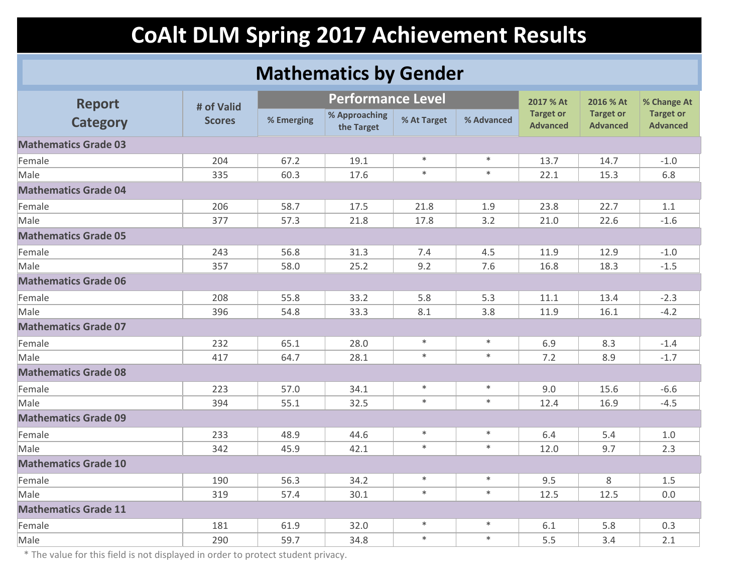# CoAlt DLM Spring 2017 Achievement Results

## Mathematics by Gender

| Report Category | # of Valid Scores | Performance Level | | | | 2017 % At Target or Advanced | 2016 % At Target or Advanced | % Change At Target or Advanced |
|---|---|---|---|---|---|---|---|---|
| | | % Emerging | % Approaching the Target | % At Target | % Advanced | | | |
| **Mathematics Grade 03** | | | | | | | | |
| Female | 204 | 67.2 | 19.1 | * | * | 13.7 | 14.7 | -1.0 |
| Male | 335 | 60.3 | 17.6 | * | * | 22.1 | 15.3 | 6.8 |
| **Mathematics Grade 04** | | | | | | | | |
| Female | 206 | 58.7 | 17.5 | 21.8 | 1.9 | 23.8 | 22.7 | 1.1 |
| Male | 377 | 57.3 | 21.8 | 17.8 | 3.2 | 21.0 | 22.6 | -1.6 |
| **Mathematics Grade 05** | | | | | | | | |
| Female | 243 | 56.8 | 31.3 | 7.4 | 4.5 | 11.9 | 12.9 | -1.0 |
| Male | 357 | 58.0 | 25.2 | 9.2 | 7.6 | 16.8 | 18.3 | -1.5 |
| **Mathematics Grade 06** | | | | | | | | |
| Female | 208 | 55.8 | 33.2 | 5.8 | 5.3 | 11.1 | 13.4 | -2.3 |
| Male | 396 | 54.8 | 33.3 | 8.1 | 3.8 | 11.9 | 16.1 | -4.2 |
| **Mathematics Grade 07** | | | | | | | | |
| Female | 232 | 65.1 | 28.0 | * | * | 6.9 | 8.3 | -1.4 |
| Male | 417 | 64.7 | 28.1 | * | * | 7.2 | 8.9 | -1.7 |
| **Mathematics Grade 08** | | | | | | | | |
| Female | 223 | 57.0 | 34.1 | * | * | 9.0 | 15.6 | -6.6 |
| Male | 394 | 55.1 | 32.5 | * | * | 12.4 | 16.9 | -4.5 |
| **Mathematics Grade 09** | | | | | | | | |
| Female | 233 | 48.9 | 44.6 | * | * | 6.4 | 5.4 | 1.0 |
| Male | 342 | 45.9 | 42.1 | * | * | 12.0 | 9.7 | 2.3 |
| **Mathematics Grade 10** | | | | | | | | |
| Female | 190 | 56.3 | 34.2 | * | * | 9.5 | 8 | 1.5 |
| Male | 319 | 57.4 | 30.1 | * | * | 12.5 | 12.5 | 0.0 |
| **Mathematics Grade 11** | | | | | | | | |
| Female | 181 | 61.9 | 32.0 | * | * | 6.1 | 5.8 | 0.3 |
| Male | 290 | 59.7 | 34.8 | * | * | 5.5 | 3.4 | 2.1 |

* The value for this field is not displayed in order to protect student privacy.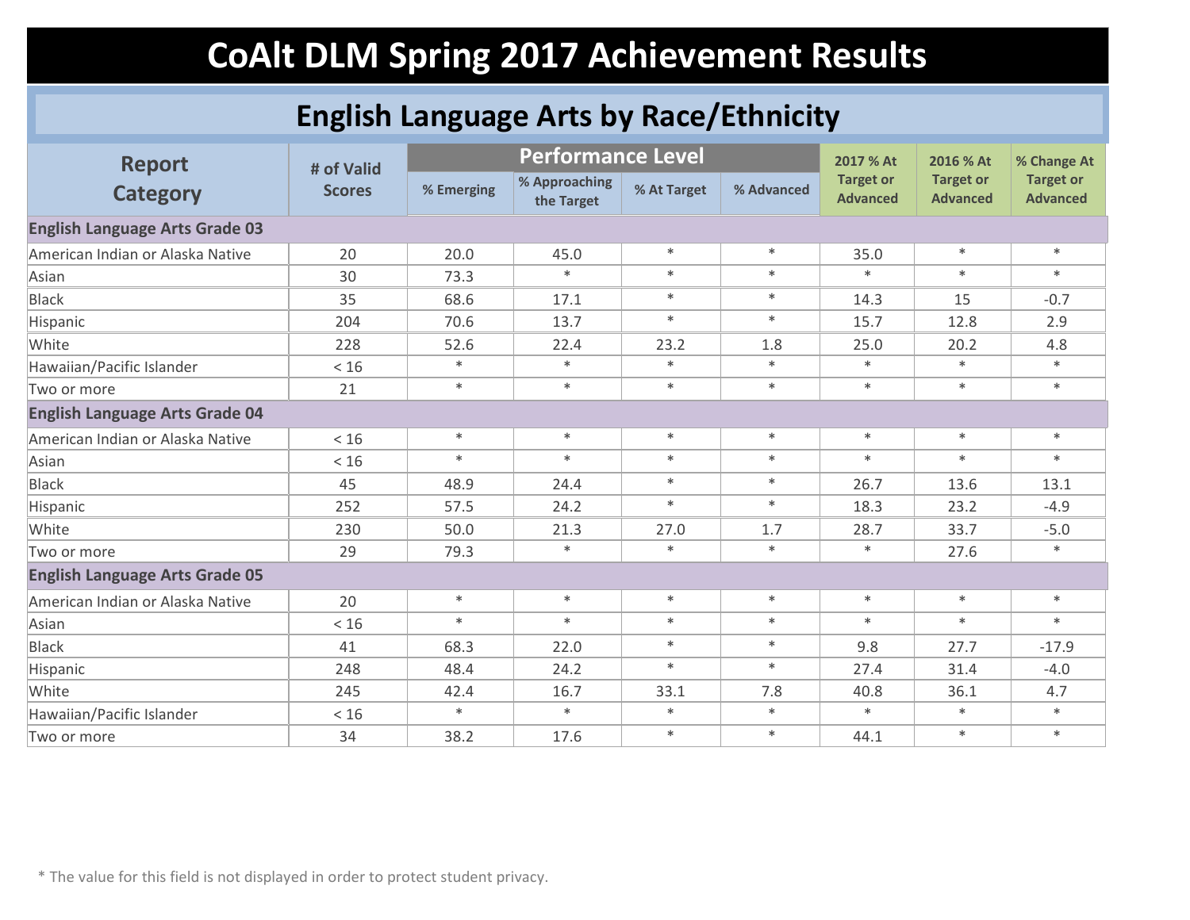# CoAlt DLM Spring 2017 Achievement Results

## English Language Arts by Race/Ethnicity

| Report Category | # of Valid Scores | Performance Level | | | | 2017 % At Target or Advanced | 2016 % At Target or Advanced | % Change At Target or Advanced |
|---|---|---|---|---|---|---|---|---|
| | | % Emerging | % Approaching the Target | % At Target | % Advanced | | | |
| **English Language Arts Grade 03** | | | | | | | | |
| American Indian or Alaska Native | 20 | 20.0 | 45.0 | * | * | 35.0 | * | * |
| Asian | 30 | 73.3 | * | * | * | * | * | * |
| Black | 35 | 68.6 | 17.1 | * | * | 14.3 | 15 | -0.7 |
| Hispanic | 204 | 70.6 | 13.7 | * | * | 15.7 | 12.8 | 2.9 |
| White | 228 | 52.6 | 22.4 | 23.2 | 1.8 | 25.0 | 20.2 | 4.8 |
| Hawaiian/Pacific Islander | < 16 | * | * | * | * | * | * | * |
| Two or more | 21 | * | * | * | * | * | * | * |
| **English Language Arts Grade 04** | | | | | | | | |
| American Indian or Alaska Native | < 16 | * | * | * | * | * | * | * |
| Asian | < 16 | * | * | * | * | * | * | * |
| Black | 45 | 48.9 | 24.4 | * | * | 26.7 | 13.6 | 13.1 |
| Hispanic | 252 | 57.5 | 24.2 | * | * | 18.3 | 23.2 | -4.9 |
| White | 230 | 50.0 | 21.3 | 27.0 | 1.7 | 28.7 | 33.7 | -5.0 |
| Two or more | 29 | 79.3 | * | * | * | * | 27.6 | * |
| **English Language Arts Grade 05** | | | | | | | | |
| American Indian or Alaska Native | 20 | * | * | * | * | * | * | * |
| Asian | < 16 | * | * | * | * | * | * | * |
| Black | 41 | 68.3 | 22.0 | * | * | 9.8 | 27.7 | -17.9 |
| Hispanic | 248 | 48.4 | 24.2 | * | * | 27.4 | 31.4 | -4.0 |
| White | 245 | 42.4 | 16.7 | 33.1 | 7.8 | 40.8 | 36.1 | 4.7 |
| Hawaiian/Pacific Islander | < 16 | * | * | * | * | * | * | * |
| Two or more | 34 | 38.2 | 17.6 | * | * | 44.1 | * | * |

* The value for this field is not displayed in order to protect student privacy.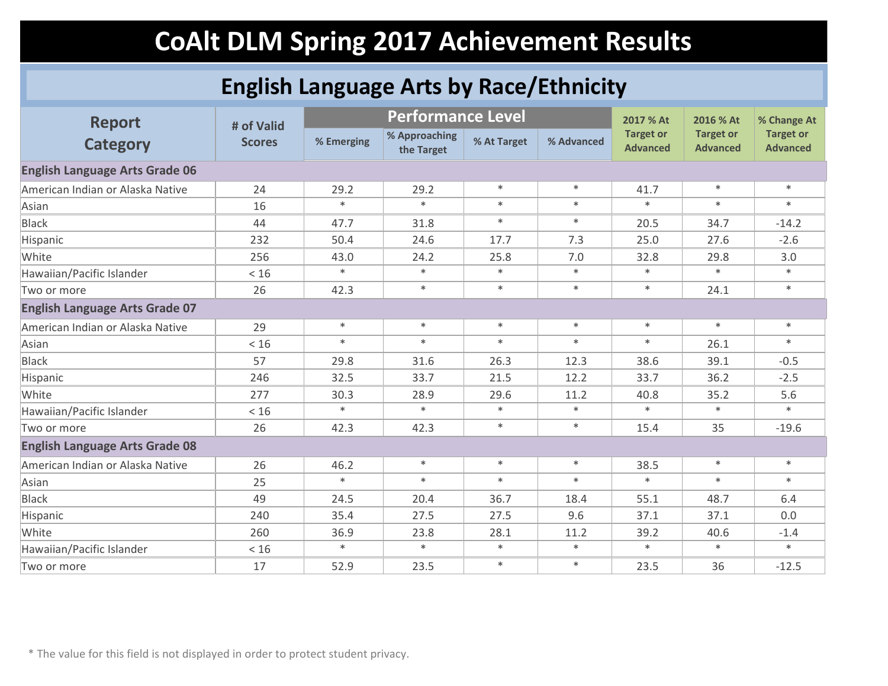# CoAlt DLM Spring 2017 Achievement Results

## English Language Arts by Race/Ethnicity

| Report Category | # of Valid Scores | Performance Level | | | | 2017 % At Target or Advanced | 2016 % At Target or Advanced | % Change At Target or Advanced |
|---|---|---|---|---|---|---|---|---|
| | | % Emerging | % Approaching the Target | % At Target | % Advanced | | | |
| **English Language Arts Grade 06** | | | | | | | | |
| American Indian or Alaska Native | 24 | 29.2 | 29.2 | * | * | 41.7 | * | * |
| Asian | 16 | * | * | * | * | * | * | * |
| Black | 44 | 47.7 | 31.8 | * | * | 20.5 | 34.7 | -14.2 |
| Hispanic | 232 | 50.4 | 24.6 | 17.7 | 7.3 | 25.0 | 27.6 | -2.6 |
| White | 256 | 43.0 | 24.2 | 25.8 | 7.0 | 32.8 | 29.8 | 3.0 |
| Hawaiian/Pacific Islander | < 16 | * | * | * | * | * | * | * |
| Two or more | 26 | 42.3 | * | * | * | * | 24.1 | * |
| **English Language Arts Grade 07** | | | | | | | | |
| American Indian or Alaska Native | 29 | * | * | * | * | * | * | * |
| Asian | < 16 | * | * | * | * | * | 26.1 | * |
| Black | 57 | 29.8 | 31.6 | 26.3 | 12.3 | 38.6 | 39.1 | -0.5 |
| Hispanic | 246 | 32.5 | 33.7 | 21.5 | 12.2 | 33.7 | 36.2 | -2.5 |
| White | 277 | 30.3 | 28.9 | 29.6 | 11.2 | 40.8 | 35.2 | 5.6 |
| Hawaiian/Pacific Islander | < 16 | * | * | * | * | * | * | * |
| Two or more | 26 | 42.3 | 42.3 | * | * | 15.4 | 35 | -19.6 |
| **English Language Arts Grade 08** | | | | | | | | |
| American Indian or Alaska Native | 26 | 46.2 | * | * | * | 38.5 | * | * |
| Asian | 25 | * | * | * | * | * | * | * |
| Black | 49 | 24.5 | 20.4 | 36.7 | 18.4 | 55.1 | 48.7 | 6.4 |
| Hispanic | 240 | 35.4 | 27.5 | 27.5 | 9.6 | 37.1 | 37.1 | 0.0 |
| White | 260 | 36.9 | 23.8 | 28.1 | 11.2 | 39.2 | 40.6 | -1.4 |
| Hawaiian/Pacific Islander | < 16 | * | * | * | * | * | * | * |
| Two or more | 17 | 52.9 | 23.5 | * | * | 23.5 | 36 | -12.5 |

* The value for this field is not displayed in order to protect student privacy.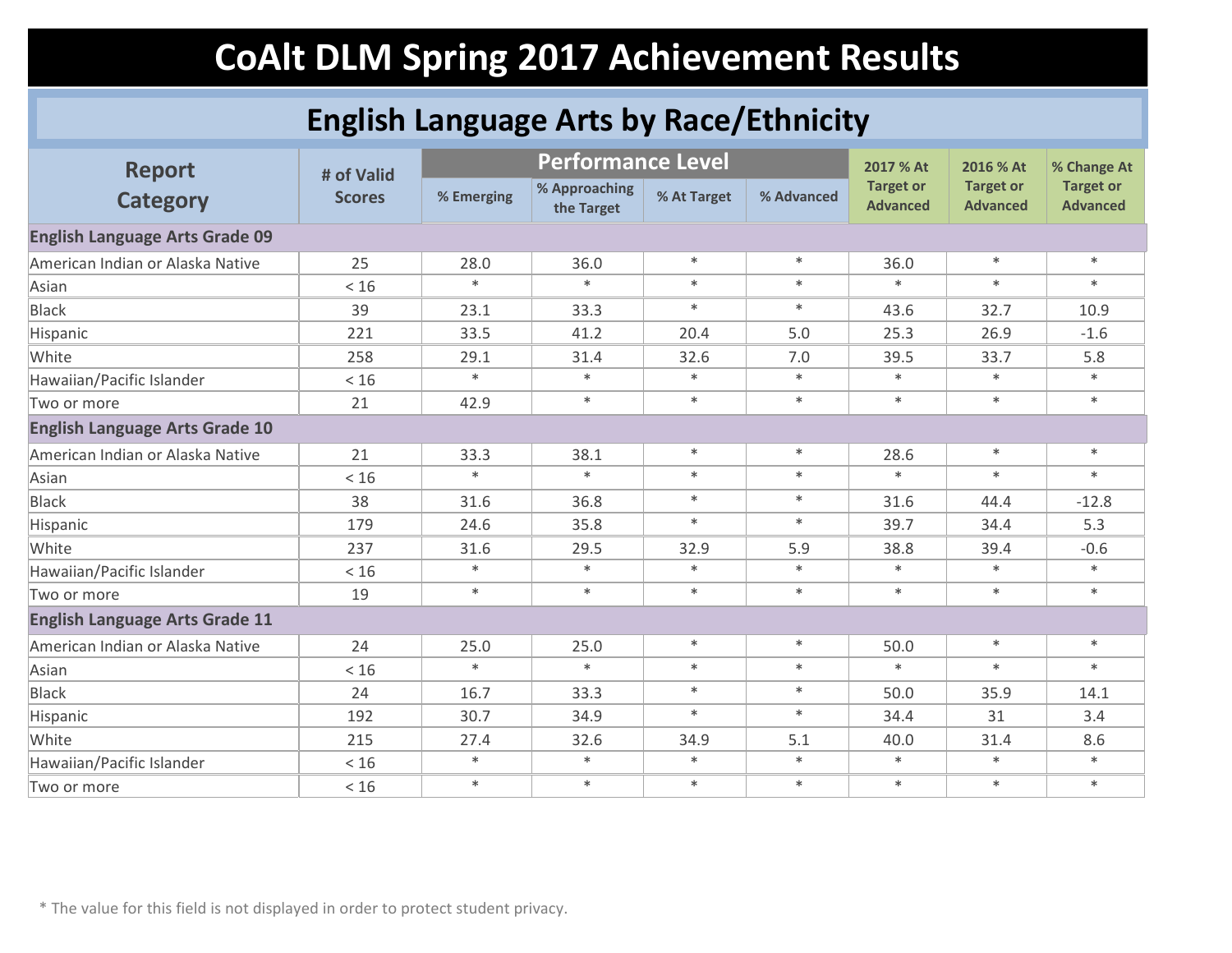# CoAlt DLM Spring 2017 Achievement Results

## English Language Arts by Race/Ethnicity

| Report Category | # of Valid Scores | Performance Level | | | | 2017 % At Target or Advanced | 2016 % At Target or Advanced | % Change At Target or Advanced |
|---|---|---|---|---|---|---|---|---|
| | | % Emerging | % Approaching the Target | % At Target | % Advanced | | | |
| **English Language Arts Grade 09** | | | | | | | | |
| American Indian or Alaska Native | 25 | 28.0 | 36.0 | * | * | 36.0 | * | * |
| Asian | < 16 | * | * | * | * | * | * | * |
| Black | 39 | 23.1 | 33.3 | * | * | 43.6 | 32.7 | 10.9 |
| Hispanic | 221 | 33.5 | 41.2 | 20.4 | 5.0 | 25.3 | 26.9 | -1.6 |
| White | 258 | 29.1 | 31.4 | 32.6 | 7.0 | 39.5 | 33.7 | 5.8 |
| Hawaiian/Pacific Islander | < 16 | * | * | * | * | * | * | * |
| Two or more | 21 | 42.9 | * | * | * | * | * | * |
| **English Language Arts Grade 10** | | | | | | | | |
| American Indian or Alaska Native | 21 | 33.3 | 38.1 | * | * | 28.6 | * | * |
| Asian | < 16 | * | * | * | * | * | * | * |
| Black | 38 | 31.6 | 36.8 | * | * | 31.6 | 44.4 | -12.8 |
| Hispanic | 179 | 24.6 | 35.8 | * | * | 39.7 | 34.4 | 5.3 |
| White | 237 | 31.6 | 29.5 | 32.9 | 5.9 | 38.8 | 39.4 | -0.6 |
| Hawaiian/Pacific Islander | < 16 | * | * | * | * | * | * | * |
| Two or more | 19 | * | * | * | * | * | * | * |
| **English Language Arts Grade 11** | | | | | | | | |
| American Indian or Alaska Native | 24 | 25.0 | 25.0 | * | * | 50.0 | * | * |
| Asian | < 16 | * | * | * | * | * | * | * |
| Black | 24 | 16.7 | 33.3 | * | * | 50.0 | 35.9 | 14.1 |
| Hispanic | 192 | 30.7 | 34.9 | * | * | 34.4 | 31 | 3.4 |
| White | 215 | 27.4 | 32.6 | 34.9 | 5.1 | 40.0 | 31.4 | 8.6 |
| Hawaiian/Pacific Islander | < 16 | * | * | * | * | * | * | * |
| Two or more | < 16 | * | * | * | * | * | * | * |

* The value for this field is not displayed in order to protect student privacy.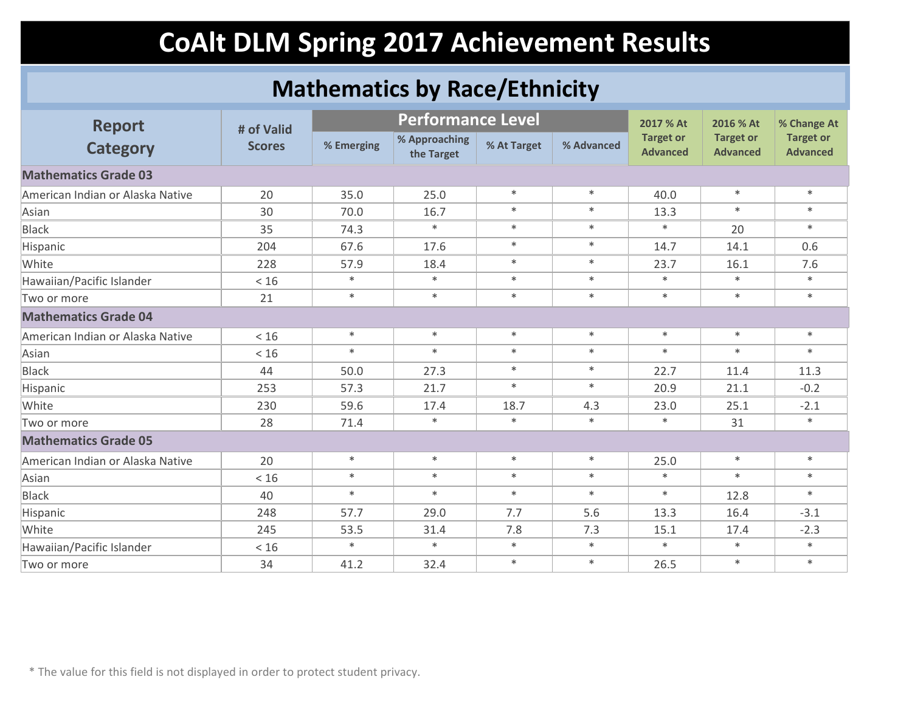# CoAlt DLM Spring 2017 Achievement Results

## Mathematics by Race/Ethnicity

| Report Category | # of Valid Scores | Performance Level | | | | 2017 % At Target or Advanced | 2016 % At Target or Advanced | % Change At Target or Advanced |
|---|---|---|---|---|---|---|---|---|
| | | % Emerging | % Approaching the Target | % At Target | % Advanced | | | |
| **Mathematics Grade 03** | | | | | | | | |
| American Indian or Alaska Native | 20 | 35.0 | 25.0 | * | * | 40.0 | * | * |
| Asian | 30 | 70.0 | 16.7 | * | * | 13.3 | * | * |
| Black | 35 | 74.3 | * | * | * | * | 20 | * |
| Hispanic | 204 | 67.6 | 17.6 | * | * | 14.7 | 14.1 | 0.6 |
| White | 228 | 57.9 | 18.4 | * | * | 23.7 | 16.1 | 7.6 |
| Hawaiian/Pacific Islander | < 16 | * | * | * | * | * | * | * |
| Two or more | 21 | * | * | * | * | * | * | * |
| **Mathematics Grade 04** | | | | | | | | |
| American Indian or Alaska Native | < 16 | * | * | * | * | * | * | * |
| Asian | < 16 | * | * | * | * | * | * | * |
| Black | 44 | 50.0 | 27.3 | * | * | 22.7 | 11.4 | 11.3 |
| Hispanic | 253 | 57.3 | 21.7 | * | * | 20.9 | 21.1 | -0.2 |
| White | 230 | 59.6 | 17.4 | 18.7 | 4.3 | 23.0 | 25.1 | -2.1 |
| Two or more | 28 | 71.4 | * | * | * | * | 31 | * |
| **Mathematics Grade 05** | | | | | | | | |
| American Indian or Alaska Native | 20 | * | * | * | * | 25.0 | * | * |
| Asian | < 16 | * | * | * | * | * | * | * |
| Black | 40 | * | * | * | * | * | 12.8 | * |
| Hispanic | 248 | 57.7 | 29.0 | 7.7 | 5.6 | 13.3 | 16.4 | -3.1 |
| White | 245 | 53.5 | 31.4 | 7.8 | 7.3 | 15.1 | 17.4 | -2.3 |
| Hawaiian/Pacific Islander | < 16 | * | * | * | * | * | * | * |
| Two or more | 34 | 41.2 | 32.4 | * | * | 26.5 | * | * |

* The value for this field is not displayed in order to protect student privacy.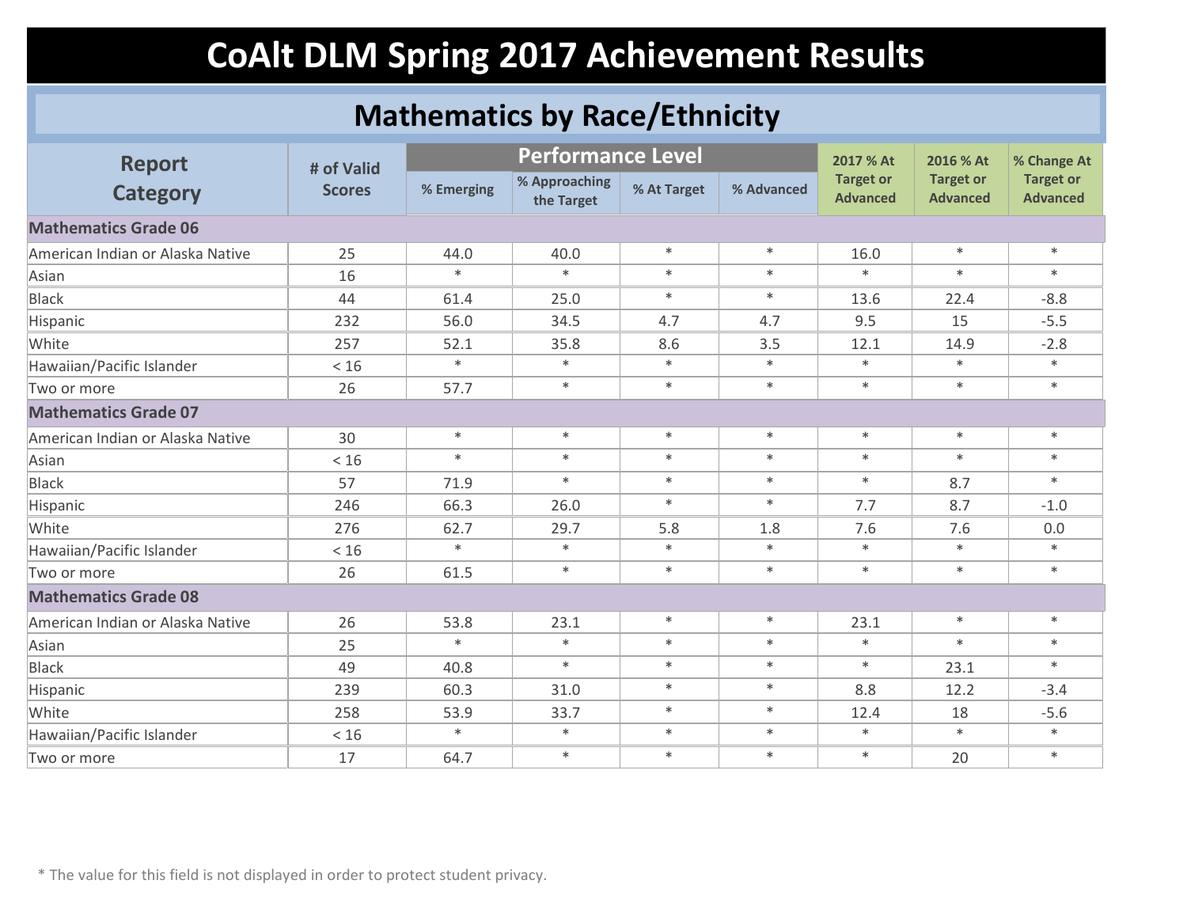# CoAlt DLM Spring 2017 Achievement Results

## Mathematics by Race/Ethnicity

| Report Category | # of Valid Scores | Performance Level | | | | 2017 % At Target or Advanced | 2016 % At Target or Advanced | % Change At Target or Advanced |
|---|---|---|---|---|---|---|---|---|
| | | % Emerging | % Approaching the Target | % At Target | % Advanced | | | |
| **Mathematics Grade 06** | | | | | | | | |
| American Indian or Alaska Native | 25 | 44.0 | 40.0 | * | * | 16.0 | * | * |
| Asian | 16 | * | * | * | * | * | * | * |
| Black | 44 | 61.4 | 25.0 | * | * | 13.6 | 22.4 | -8.8 |
| Hispanic | 232 | 56.0 | 34.5 | 4.7 | 4.7 | 9.5 | 15 | -5.5 |
| White | 257 | 52.1 | 35.8 | 8.6 | 3.5 | 12.1 | 14.9 | -2.8 |
| Hawaiian/Pacific Islander | < 16 | * | * | * | * | * | * | * |
| Two or more | 26 | 57.7 | * | * | * | * | * | * |
| **Mathematics Grade 07** | | | | | | | | |
| American Indian or Alaska Native | 30 | * | * | * | * | * | * | * |
| Asian | < 16 | * | * | * | * | * | * | * |
| Black | 57 | 71.9 | * | * | * | * | 8.7 | * |
| Hispanic | 246 | 66.3 | 26.0 | * | * | 7.7 | 8.7 | -1.0 |
| White | 276 | 62.7 | 29.7 | 5.8 | 1.8 | 7.6 | 7.6 | 0.0 |
| Hawaiian/Pacific Islander | < 16 | * | * | * | * | * | * | * |
| Two or more | 26 | 61.5 | * | * | * | * | * | * |
| **Mathematics Grade 08** | | | | | | | | |
| American Indian or Alaska Native | 26 | 53.8 | 23.1 | * | * | 23.1 | * | * |
| Asian | 25 | * | * | * | * | * | * | * |
| Black | 49 | 40.8 | * | * | * | * | 23.1 | * |
| Hispanic | 239 | 60.3 | 31.0 | * | * | 8.8 | 12.2 | -3.4 |
| White | 258 | 53.9 | 33.7 | * | * | 12.4 | 18 | -5.6 |
| Hawaiian/Pacific Islander | < 16 | * | * | * | * | * | * | * |
| Two or more | 17 | 64.7 | * | * | * | * | 20 | * |

* The value for this field is not displayed in order to protect student privacy.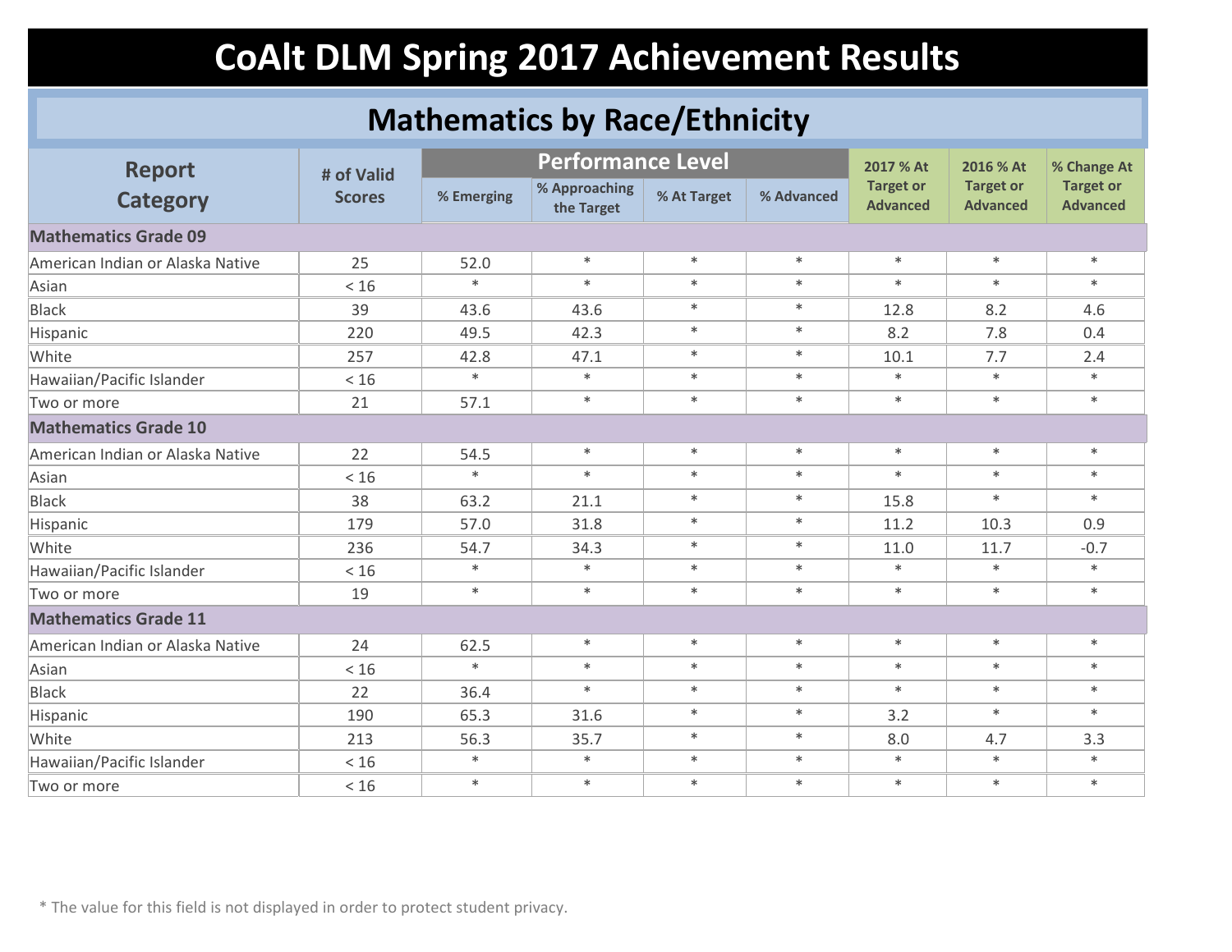# CoAlt DLM Spring 2017 Achievement Results

## Mathematics by Race/Ethnicity

| Report Category | # of Valid Scores | Performance Level | | | | 2017 % At Target or Advanced | 2016 % At Target or Advanced | % Change At Target or Advanced |
|---|---|---|---|---|---|---|---|---|
| | | % Emerging | % Approaching the Target | % At Target | % Advanced | | | |
| **Mathematics Grade 09** | | | | | | | | |
| American Indian or Alaska Native | 25 | 52.0 | * | * | * | * | * | * |
| Asian | < 16 | * | * | * | * | * | * | * |
| Black | 39 | 43.6 | 43.6 | * | * | 12.8 | 8.2 | 4.6 |
| Hispanic | 220 | 49.5 | 42.3 | * | * | 8.2 | 7.8 | 0.4 |
| White | 257 | 42.8 | 47.1 | * | * | 10.1 | 7.7 | 2.4 |
| Hawaiian/Pacific Islander | < 16 | * | * | * | * | * | * | * |
| Two or more | 21 | 57.1 | * | * | * | * | * | * |
| **Mathematics Grade 10** | | | | | | | | |
| American Indian or Alaska Native | 22 | 54.5 | * | * | * | * | * | * |
| Asian | < 16 | * | * | * | * | * | * | * |
| Black | 38 | 63.2 | 21.1 | * | * | 15.8 | * | * |
| Hispanic | 179 | 57.0 | 31.8 | * | * | 11.2 | 10.3 | 0.9 |
| White | 236 | 54.7 | 34.3 | * | * | 11.0 | 11.7 | -0.7 |
| Hawaiian/Pacific Islander | < 16 | * | * | * | * | * | * | * |
| Two or more | 19 | * | * | * | * | * | * | * |
| **Mathematics Grade 11** | | | | | | | | |
| American Indian or Alaska Native | 24 | 62.5 | * | * | * | * | * | * |
| Asian | < 16 | * | * | * | * | * | * | * |
| Black | 22 | 36.4 | * | * | * | * | * | * |
| Hispanic | 190 | 65.3 | 31.6 | * | * | 3.2 | * | * |
| White | 213 | 56.3 | 35.7 | * | * | 8.0 | 4.7 | 3.3 |
| Hawaiian/Pacific Islander | < 16 | * | * | * | * | * | * | * |
| Two or more | < 16 | * | * | * | * | * | * | * |

* The value for this field is not displayed in order to protect student privacy.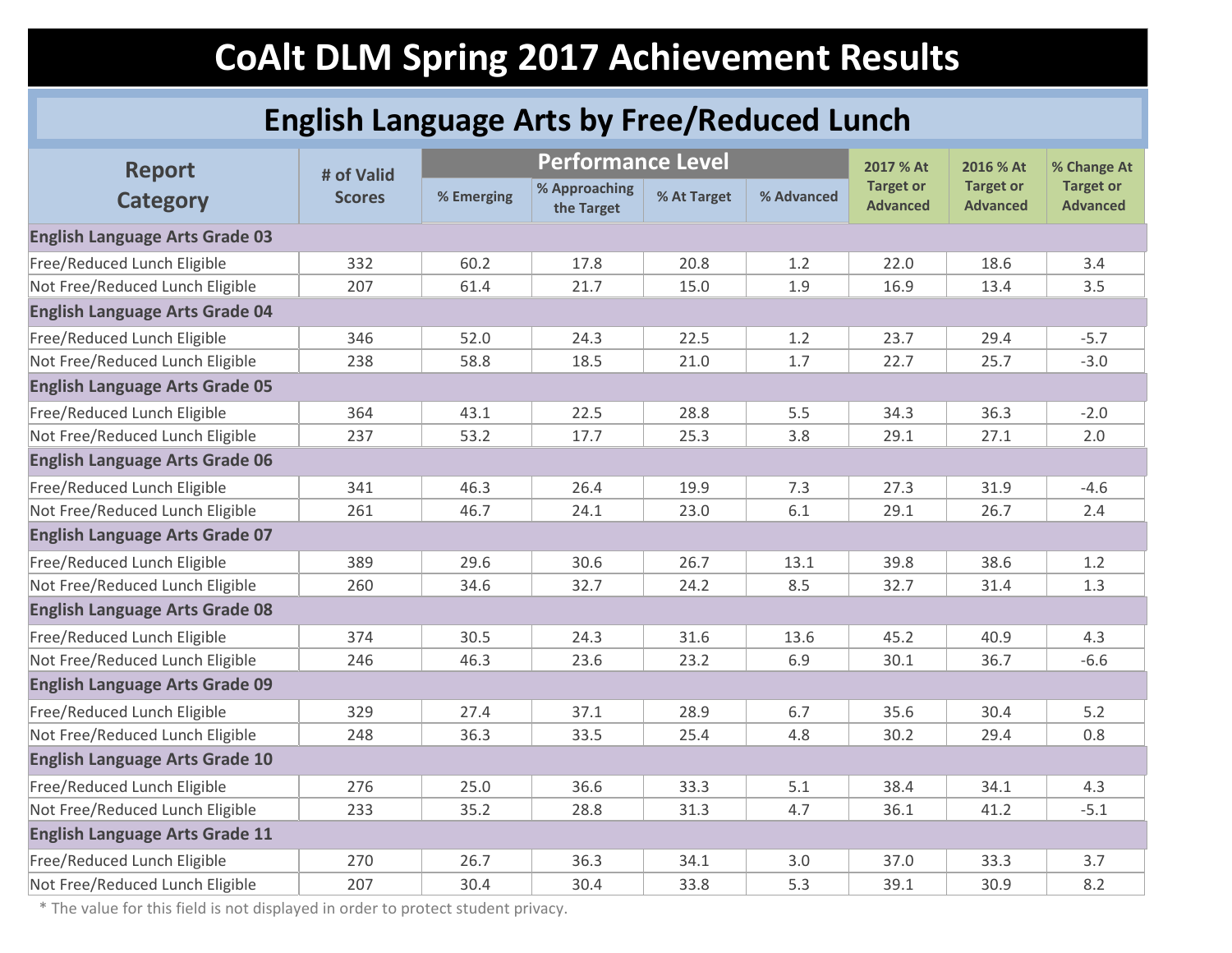# CoAlt DLM Spring 2017 Achievement Results

## English Language Arts by Free/Reduced Lunch

| Report Category | # of Valid Scores | Performance Level | | | | 2017 % At Target or Advanced | 2016 % At Target or Advanced | % Change At Target or Advanced |
|---|---|---|---|---|---|---|---|---|
| | | % Emerging | % Approaching the Target | % At Target | % Advanced | | | |
| **English Language Arts Grade 03** | | | | | | | | |
| Free/Reduced Lunch Eligible | 332 | 60.2 | 17.8 | 20.8 | 1.2 | 22.0 | 18.6 | 3.4 |
| Not Free/Reduced Lunch Eligible | 207 | 61.4 | 21.7 | 15.0 | 1.9 | 16.9 | 13.4 | 3.5 |
| **English Language Arts Grade 04** | | | | | | | | |
| Free/Reduced Lunch Eligible | 346 | 52.0 | 24.3 | 22.5 | 1.2 | 23.7 | 29.4 | -5.7 |
| Not Free/Reduced Lunch Eligible | 238 | 58.8 | 18.5 | 21.0 | 1.7 | 22.7 | 25.7 | -3.0 |
| **English Language Arts Grade 05** | | | | | | | | |
| Free/Reduced Lunch Eligible | 364 | 43.1 | 22.5 | 28.8 | 5.5 | 34.3 | 36.3 | -2.0 |
| Not Free/Reduced Lunch Eligible | 237 | 53.2 | 17.7 | 25.3 | 3.8 | 29.1 | 27.1 | 2.0 |
| **English Language Arts Grade 06** | | | | | | | | |
| Free/Reduced Lunch Eligible | 341 | 46.3 | 26.4 | 19.9 | 7.3 | 27.3 | 31.9 | -4.6 |
| Not Free/Reduced Lunch Eligible | 261 | 46.7 | 24.1 | 23.0 | 6.1 | 29.1 | 26.7 | 2.4 |
| **English Language Arts Grade 07** | | | | | | | | |
| Free/Reduced Lunch Eligible | 389 | 29.6 | 30.6 | 26.7 | 13.1 | 39.8 | 38.6 | 1.2 |
| Not Free/Reduced Lunch Eligible | 260 | 34.6 | 32.7 | 24.2 | 8.5 | 32.7 | 31.4 | 1.3 |
| **English Language Arts Grade 08** | | | | | | | | |
| Free/Reduced Lunch Eligible | 374 | 30.5 | 24.3 | 31.6 | 13.6 | 45.2 | 40.9 | 4.3 |
| Not Free/Reduced Lunch Eligible | 246 | 46.3 | 23.6 | 23.2 | 6.9 | 30.1 | 36.7 | -6.6 |
| **English Language Arts Grade 09** | | | | | | | | |
| Free/Reduced Lunch Eligible | 329 | 27.4 | 37.1 | 28.9 | 6.7 | 35.6 | 30.4 | 5.2 |
| Not Free/Reduced Lunch Eligible | 248 | 36.3 | 33.5 | 25.4 | 4.8 | 30.2 | 29.4 | 0.8 |
| **English Language Arts Grade 10** | | | | | | | | |
| Free/Reduced Lunch Eligible | 276 | 25.0 | 36.6 | 33.3 | 5.1 | 38.4 | 34.1 | 4.3 |
| Not Free/Reduced Lunch Eligible | 233 | 35.2 | 28.8 | 31.3 | 4.7 | 36.1 | 41.2 | -5.1 |
| **English Language Arts Grade 11** | | | | | | | | |
| Free/Reduced Lunch Eligible | 270 | 26.7 | 36.3 | 34.1 | 3.0 | 37.0 | 33.3 | 3.7 |
| Not Free/Reduced Lunch Eligible | 207 | 30.4 | 30.4 | 33.8 | 5.3 | 39.1 | 30.9 | 8.2 |

\* The value for this field is not displayed in order to protect student privacy.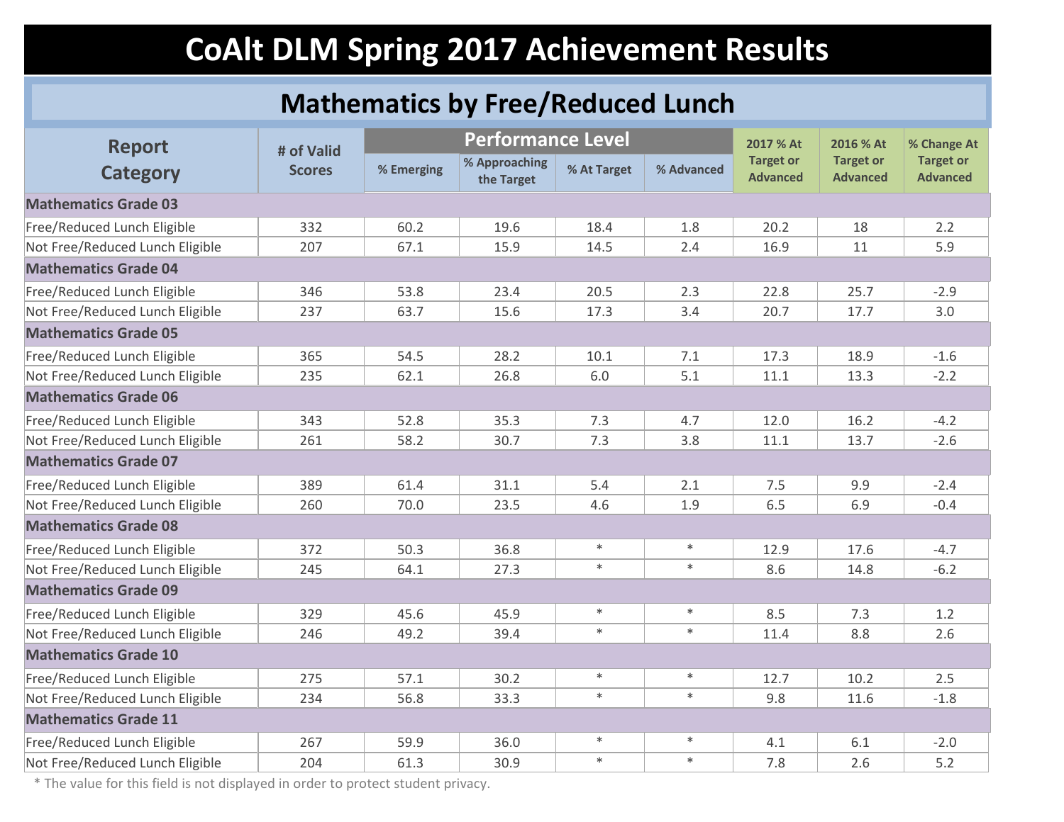# CoAlt DLM Spring 2017 Achievement Results

## Mathematics by Free/Reduced Lunch

| Report Category | # of Valid Scores | Performance Level | | | | 2017 % At Target or Advanced | 2016 % At Target or Advanced | % Change At Target or Advanced |
|---|---|---|---|---|---|---|---|---|
| | | % Emerging | % Approaching the Target | % At Target | % Advanced | | | |
| **Mathematics Grade 03** | | | | | | | | |
| Free/Reduced Lunch Eligible | 332 | 60.2 | 19.6 | 18.4 | 1.8 | 20.2 | 18 | 2.2 |
| Not Free/Reduced Lunch Eligible | 207 | 67.1 | 15.9 | 14.5 | 2.4 | 16.9 | 11 | 5.9 |
| **Mathematics Grade 04** | | | | | | | | |
| Free/Reduced Lunch Eligible | 346 | 53.8 | 23.4 | 20.5 | 2.3 | 22.8 | 25.7 | -2.9 |
| Not Free/Reduced Lunch Eligible | 237 | 63.7 | 15.6 | 17.3 | 3.4 | 20.7 | 17.7 | 3.0 |
| **Mathematics Grade 05** | | | | | | | | |
| Free/Reduced Lunch Eligible | 365 | 54.5 | 28.2 | 10.1 | 7.1 | 17.3 | 18.9 | -1.6 |
| Not Free/Reduced Lunch Eligible | 235 | 62.1 | 26.8 | 6.0 | 5.1 | 11.1 | 13.3 | -2.2 |
| **Mathematics Grade 06** | | | | | | | | |
| Free/Reduced Lunch Eligible | 343 | 52.8 | 35.3 | 7.3 | 4.7 | 12.0 | 16.2 | -4.2 |
| Not Free/Reduced Lunch Eligible | 261 | 58.2 | 30.7 | 7.3 | 3.8 | 11.1 | 13.7 | -2.6 |
| **Mathematics Grade 07** | | | | | | | | |
| Free/Reduced Lunch Eligible | 389 | 61.4 | 31.1 | 5.4 | 2.1 | 7.5 | 9.9 | -2.4 |
| Not Free/Reduced Lunch Eligible | 260 | 70.0 | 23.5 | 4.6 | 1.9 | 6.5 | 6.9 | -0.4 |
| **Mathematics Grade 08** | | | | | | | | |
| Free/Reduced Lunch Eligible | 372 | 50.3 | 36.8 | * | * | 12.9 | 17.6 | -4.7 |
| Not Free/Reduced Lunch Eligible | 245 | 64.1 | 27.3 | * | * | 8.6 | 14.8 | -6.2 |
| **Mathematics Grade 09** | | | | | | | | |
| Free/Reduced Lunch Eligible | 329 | 45.6 | 45.9 | * | * | 8.5 | 7.3 | 1.2 |
| Not Free/Reduced Lunch Eligible | 246 | 49.2 | 39.4 | * | * | 11.4 | 8.8 | 2.6 |
| **Mathematics Grade 10** | | | | | | | | |
| Free/Reduced Lunch Eligible | 275 | 57.1 | 30.2 | * | * | 12.7 | 10.2 | 2.5 |
| Not Free/Reduced Lunch Eligible | 234 | 56.8 | 33.3 | * | * | 9.8 | 11.6 | -1.8 |
| **Mathematics Grade 11** | | | | | | | | |
| Free/Reduced Lunch Eligible | 267 | 59.9 | 36.0 | * | * | 4.1 | 6.1 | -2.0 |
| Not Free/Reduced Lunch Eligible | 204 | 61.3 | 30.9 | * | * | 7.8 | 2.6 | 5.2 |

* The value for this field is not displayed in order to protect student privacy.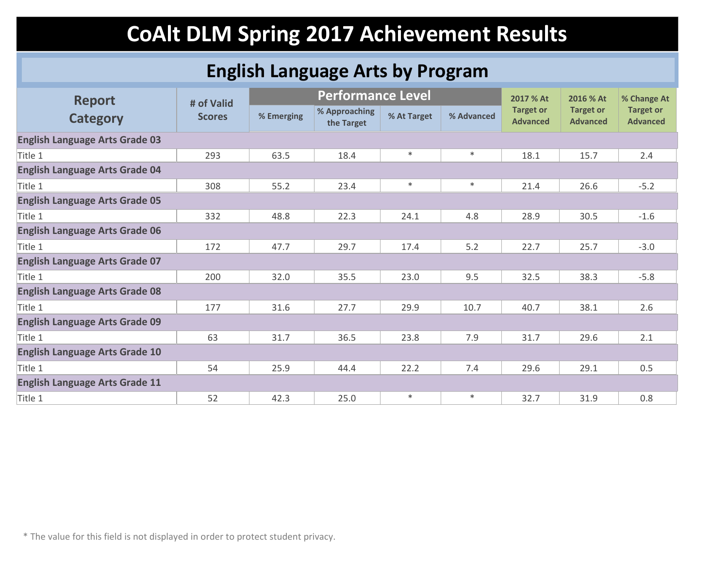# CoAlt DLM Spring 2017 Achievement Results

## English Language Arts by Program

| Report Category | # of Valid Scores | Performance Level | | | | 2017 % At Target or Advanced | 2016 % At Target or Advanced | % Change At Target or Advanced |
|---|---|---|---|---|---|---|---|---|
| | | % Emerging | % Approaching the Target | % At Target | % Advanced | | | |
| **English Language Arts Grade 03** | | | | | | | | |
| Title 1 | 293 | 63.5 | 18.4 | * | * | 18.1 | 15.7 | 2.4 |
| **English Language Arts Grade 04** | | | | | | | | |
| Title 1 | 308 | 55.2 | 23.4 | * | * | 21.4 | 26.6 | -5.2 |
| **English Language Arts Grade 05** | | | | | | | | |
| Title 1 | 332 | 48.8 | 22.3 | 24.1 | 4.8 | 28.9 | 30.5 | -1.6 |
| **English Language Arts Grade 06** | | | | | | | | |
| Title 1 | 172 | 47.7 | 29.7 | 17.4 | 5.2 | 22.7 | 25.7 | -3.0 |
| **English Language Arts Grade 07** | | | | | | | | |
| Title 1 | 200 | 32.0 | 35.5 | 23.0 | 9.5 | 32.5 | 38.3 | -5.8 |
| **English Language Arts Grade 08** | | | | | | | | |
| Title 1 | 177 | 31.6 | 27.7 | 29.9 | 10.7 | 40.7 | 38.1 | 2.6 |
| **English Language Arts Grade 09** | | | | | | | | |
| Title 1 | 63 | 31.7 | 36.5 | 23.8 | 7.9 | 31.7 | 29.6 | 2.1 |
| **English Language Arts Grade 10** | | | | | | | | |
| Title 1 | 54 | 25.9 | 44.4 | 22.2 | 7.4 | 29.6 | 29.1 | 0.5 |
| **English Language Arts Grade 11** | | | | | | | | |
| Title 1 | 52 | 42.3 | 25.0 | * | * | 32.7 | 31.9 | 0.8 |

* The value for this field is not displayed in order to protect student privacy.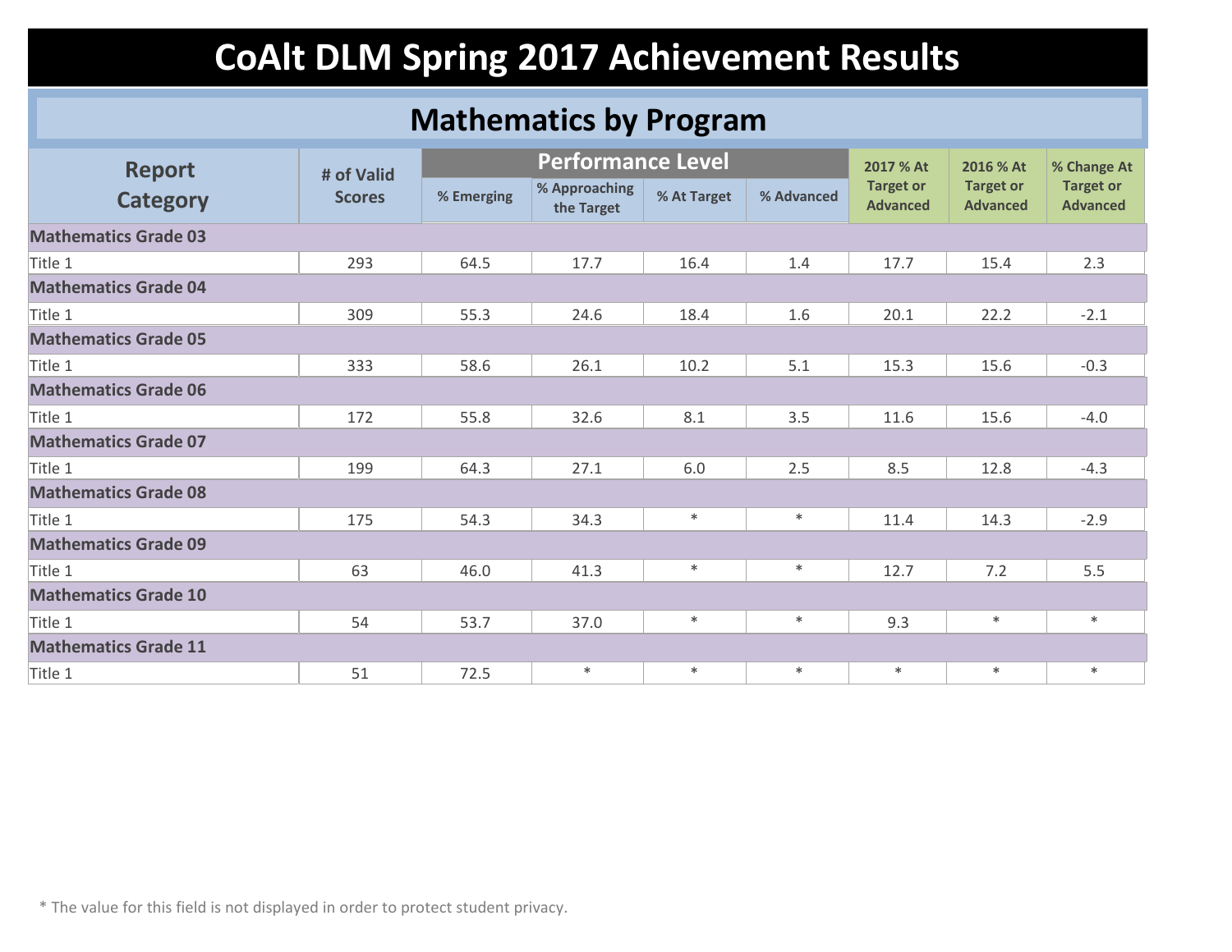# CoAlt DLM Spring 2017 Achievement Results

## Mathematics by Program

| Report Category | # of Valid Scores | Performance Level | | | | 2017 % At Target or Advanced | 2016 % At Target or Advanced | % Change At Target or Advanced |
|---|---|---|---|---|---|---|---|---|
| | | % Emerging | % Approaching the Target | % At Target | % Advanced | | | |
| **Mathematics Grade 03** | | | | | | | | |
| Title 1 | 293 | 64.5 | 17.7 | 16.4 | 1.4 | 17.7 | 15.4 | 2.3 |
| **Mathematics Grade 04** | | | | | | | | |
| Title 1 | 309 | 55.3 | 24.6 | 18.4 | 1.6 | 20.1 | 22.2 | -2.1 |
| **Mathematics Grade 05** | | | | | | | | |
| Title 1 | 333 | 58.6 | 26.1 | 10.2 | 5.1 | 15.3 | 15.6 | -0.3 |
| **Mathematics Grade 06** | | | | | | | | |
| Title 1 | 172 | 55.8 | 32.6 | 8.1 | 3.5 | 11.6 | 15.6 | -4.0 |
| **Mathematics Grade 07** | | | | | | | | |
| Title 1 | 199 | 64.3 | 27.1 | 6.0 | 2.5 | 8.5 | 12.8 | -4.3 |
| **Mathematics Grade 08** | | | | | | | | |
| Title 1 | 175 | 54.3 | 34.3 | * | * | 11.4 | 14.3 | -2.9 |
| **Mathematics Grade 09** | | | | | | | | |
| Title 1 | 63 | 46.0 | 41.3 | * | * | 12.7 | 7.2 | 5.5 |
| **Mathematics Grade 10** | | | | | | | | |
| Title 1 | 54 | 53.7 | 37.0 | * | * | 9.3 | * | * |
| **Mathematics Grade 11** | | | | | | | | |
| Title 1 | 51 | 72.5 | * | * | * | * | * | * |

* The value for this field is not displayed in order to protect student privacy.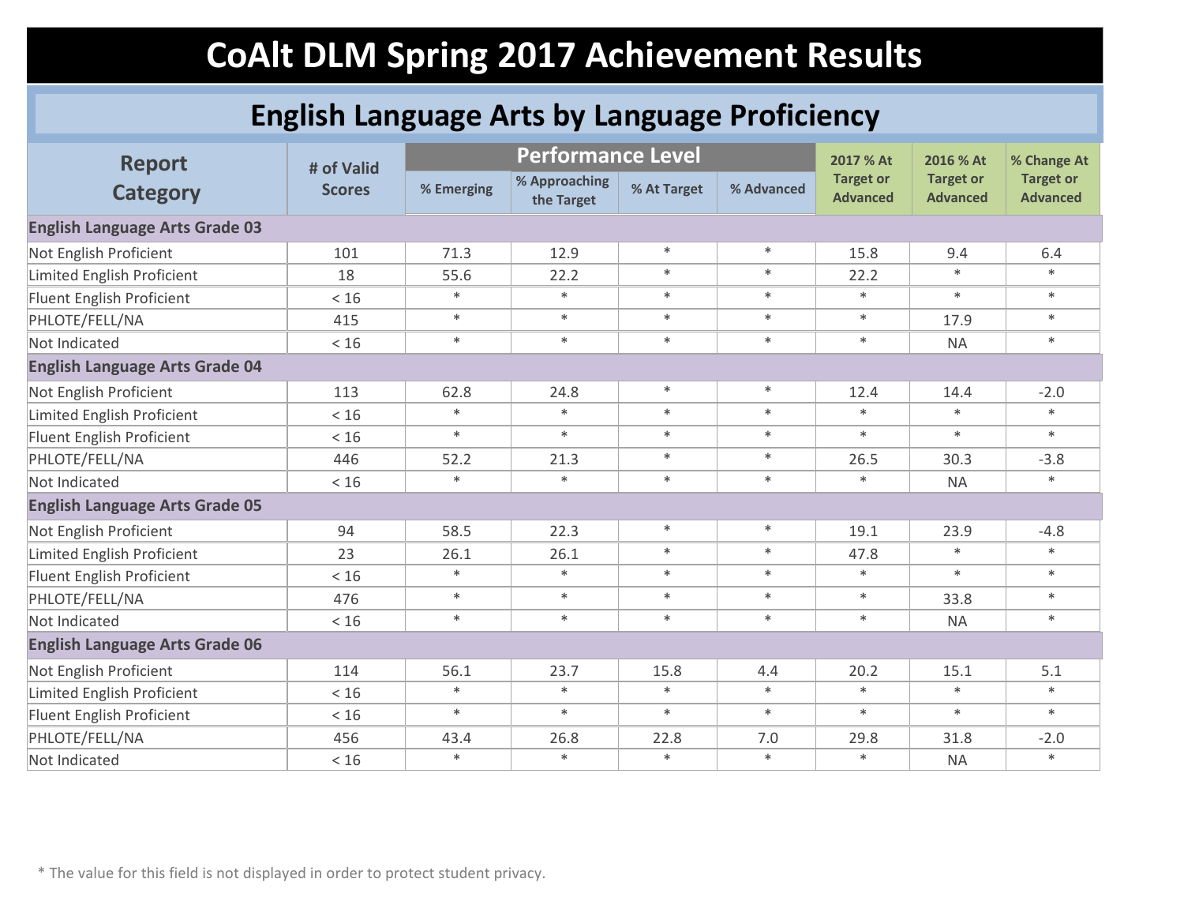# CoAlt DLM Spring 2017 Achievement Results

## English Language Arts by Language Proficiency

| Report Category | # of Valid Scores | Performance Level | | | | 2017 % At Target or Advanced | 2016 % At Target or Advanced | % Change At Target or Advanced |
|---|---|---|---|---|---|---|---|---|
| | | % Emerging | % Approaching the Target | % At Target | % Advanced | | | |
| **English Language Arts Grade 03** | | | | | | | | |
| Not English Proficient | 101 | 71.3 | 12.9 | * | * | 15.8 | 9.4 | 6.4 |
| Limited English Proficient | 18 | 55.6 | 22.2 | * | * | 22.2 | * | * |
| Fluent English Proficient | < 16 | * | * | * | * | * | * | * |
| PHLOTE/FELL/NA | 415 | * | * | * | * | * | 17.9 | * |
| Not Indicated | < 16 | * | * | * | * | * | NA | * |
| **English Language Arts Grade 04** | | | | | | | | |
| Not English Proficient | 113 | 62.8 | 24.8 | * | * | 12.4 | 14.4 | -2.0 |
| Limited English Proficient | < 16 | * | * | * | * | * | * | * |
| Fluent English Proficient | < 16 | * | * | * | * | * | * | * |
| PHLOTE/FELL/NA | 446 | 52.2 | 21.3 | * | * | 26.5 | 30.3 | -3.8 |
| Not Indicated | < 16 | * | * | * | * | * | NA | * |
| **English Language Arts Grade 05** | | | | | | | | |
| Not English Proficient | 94 | 58.5 | 22.3 | * | * | 19.1 | 23.9 | -4.8 |
| Limited English Proficient | 23 | 26.1 | 26.1 | * | * | 47.8 | * | * |
| Fluent English Proficient | < 16 | * | * | * | * | * | * | * |
| PHLOTE/FELL/NA | 476 | * | * | * | * | * | 33.8 | * |
| Not Indicated | < 16 | * | * | * | * | * | NA | * |
| **English Language Arts Grade 06** | | | | | | | | |
| Not English Proficient | 114 | 56.1 | 23.7 | 15.8 | 4.4 | 20.2 | 15.1 | 5.1 |
| Limited English Proficient | < 16 | * | * | * | * | * | * | * |
| Fluent English Proficient | < 16 | * | * | * | * | * | * | * |
| PHLOTE/FELL/NA | 456 | 43.4 | 26.8 | 22.8 | 7.0 | 29.8 | 31.8 | -2.0 |
| Not Indicated | < 16 | * | * | * | * | * | NA | * |

* The value for this field is not displayed in order to protect student privacy.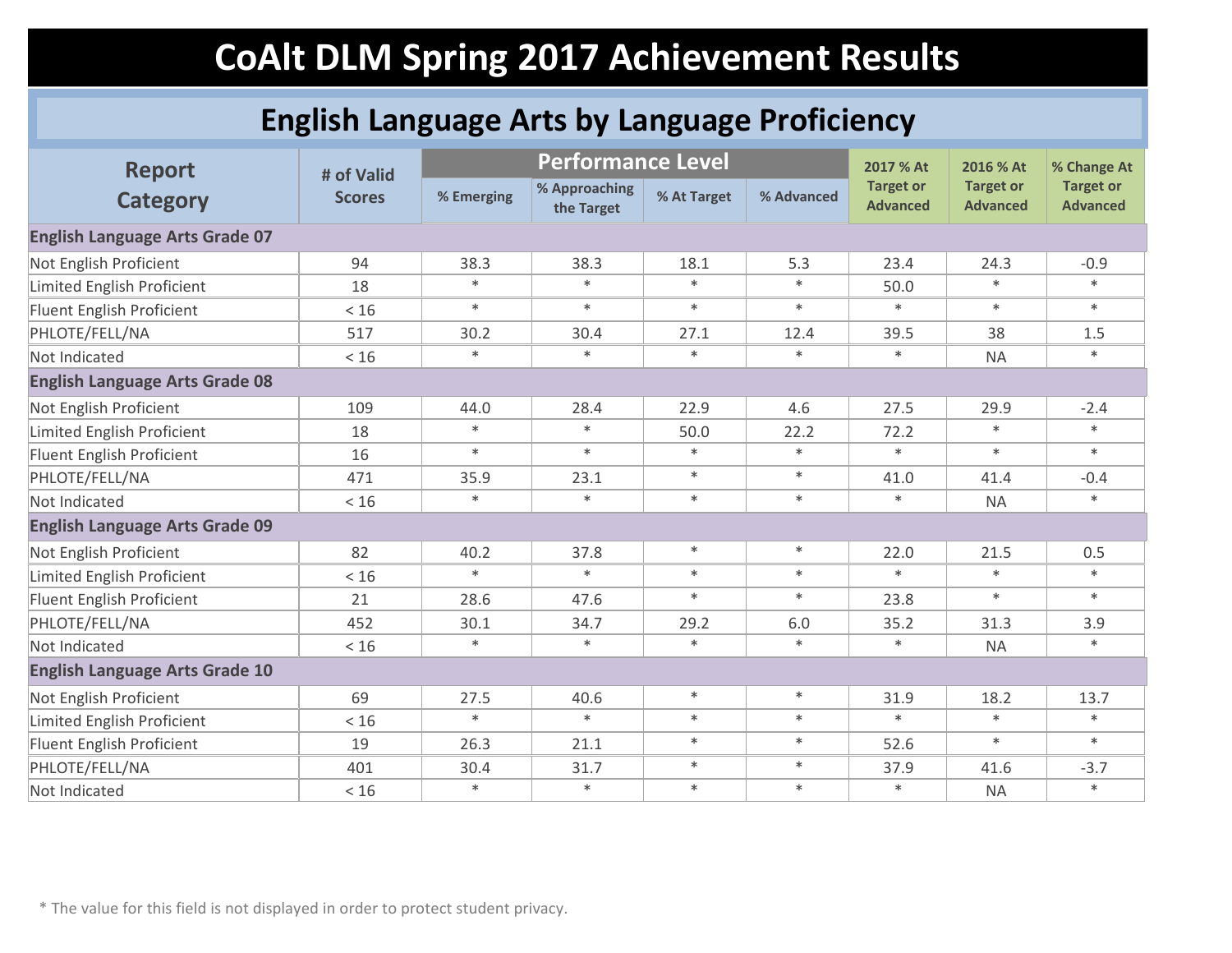# CoAlt DLM Spring 2017 Achievement Results

## English Language Arts by Language Proficiency

| Report Category | # of Valid Scores | Performance Level | | | | 2017 % At Target or Advanced | 2016 % At Target or Advanced | % Change At Target or Advanced |
|---|---|---|---|---|---|---|---|---|
| | | % Emerging | % Approaching the Target | % At Target | % Advanced | | | |
| **English Language Arts Grade 07** | | | | | | | | |
| Not English Proficient | 94 | 38.3 | 38.3 | 18.1 | 5.3 | 23.4 | 24.3 | -0.9 |
| Limited English Proficient | 18 | * | * | * | * | 50.0 | * | * |
| Fluent English Proficient | < 16 | * | * | * | * | * | * | * |
| PHLOTE/FELL/NA | 517 | 30.2 | 30.4 | 27.1 | 12.4 | 39.5 | 38 | 1.5 |
| Not Indicated | < 16 | * | * | * | * | * | NA | * |
| **English Language Arts Grade 08** | | | | | | | | |
| Not English Proficient | 109 | 44.0 | 28.4 | 22.9 | 4.6 | 27.5 | 29.9 | -2.4 |
| Limited English Proficient | 18 | * | * | 50.0 | 22.2 | 72.2 | * | * |
| Fluent English Proficient | 16 | * | * | * | * | * | * | * |
| PHLOTE/FELL/NA | 471 | 35.9 | 23.1 | * | * | 41.0 | 41.4 | -0.4 |
| Not Indicated | < 16 | * | * | * | * | * | NA | * |
| **English Language Arts Grade 09** | | | | | | | | |
| Not English Proficient | 82 | 40.2 | 37.8 | * | * | 22.0 | 21.5 | 0.5 |
| Limited English Proficient | < 16 | * | * | * | * | * | * | * |
| Fluent English Proficient | 21 | 28.6 | 47.6 | * | * | 23.8 | * | * |
| PHLOTE/FELL/NA | 452 | 30.1 | 34.7 | 29.2 | 6.0 | 35.2 | 31.3 | 3.9 |
| Not Indicated | < 16 | * | * | * | * | * | NA | * |
| **English Language Arts Grade 10** | | | | | | | | |
| Not English Proficient | 69 | 27.5 | 40.6 | * | * | 31.9 | 18.2 | 13.7 |
| Limited English Proficient | < 16 | * | * | * | * | * | * | * |
| Fluent English Proficient | 19 | 26.3 | 21.1 | * | * | 52.6 | * | * |
| PHLOTE/FELL/NA | 401 | 30.4 | 31.7 | * | * | 37.9 | 41.6 | -3.7 |
| Not Indicated | < 16 | * | * | * | * | * | NA | * |

* The value for this field is not displayed in order to protect student privacy.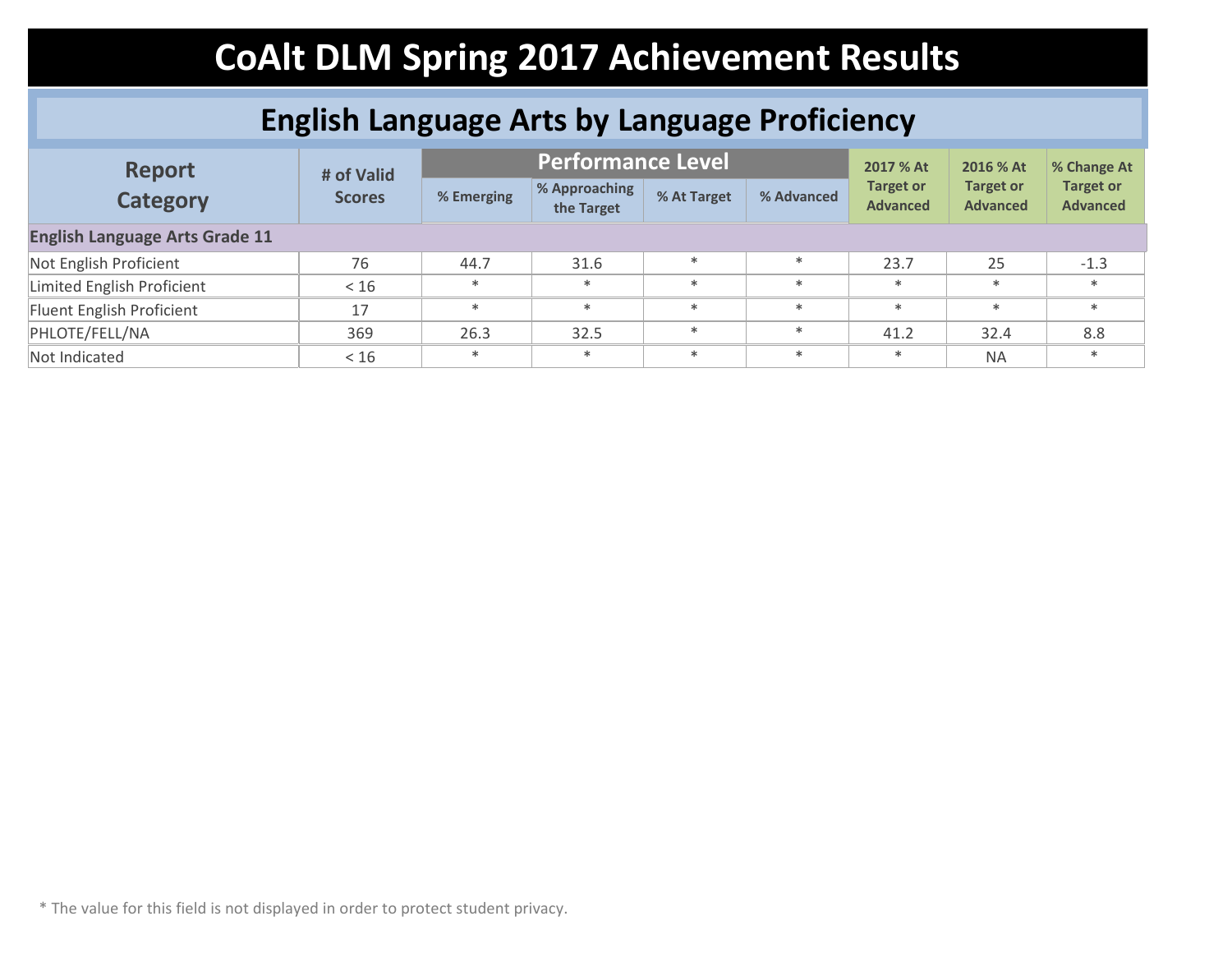# CoAlt DLM Spring 2017 Achievement Results

## English Language Arts by Language Proficiency

| Report Category | # of Valid Scores | Performance Level | | | | 2017 % At Target or Advanced | 2016 % At Target or Advanced | % Change At Target or Advanced |
|---|---|---|---|---|---|---|---|---|
| | | % Emerging | % Approaching the Target | % At Target | % Advanced | | | |
| **English Language Arts Grade 11** | | | | | | | | |
| Not English Proficient | 76 | 44.7 | 31.6 | * | * | 23.7 | 25 | -1.3 |
| Limited English Proficient | < 16 | * | * | * | * | * | * | * |
| Fluent English Proficient | 17 | * | * | * | * | * | * | * |
| PHLOTE/FELL/NA | 369 | 26.3 | 32.5 | * | * | 41.2 | 32.4 | 8.8 |
| Not Indicated | < 16 | * | * | * | * | * | NA | * |

* The value for this field is not displayed in order to protect student privacy.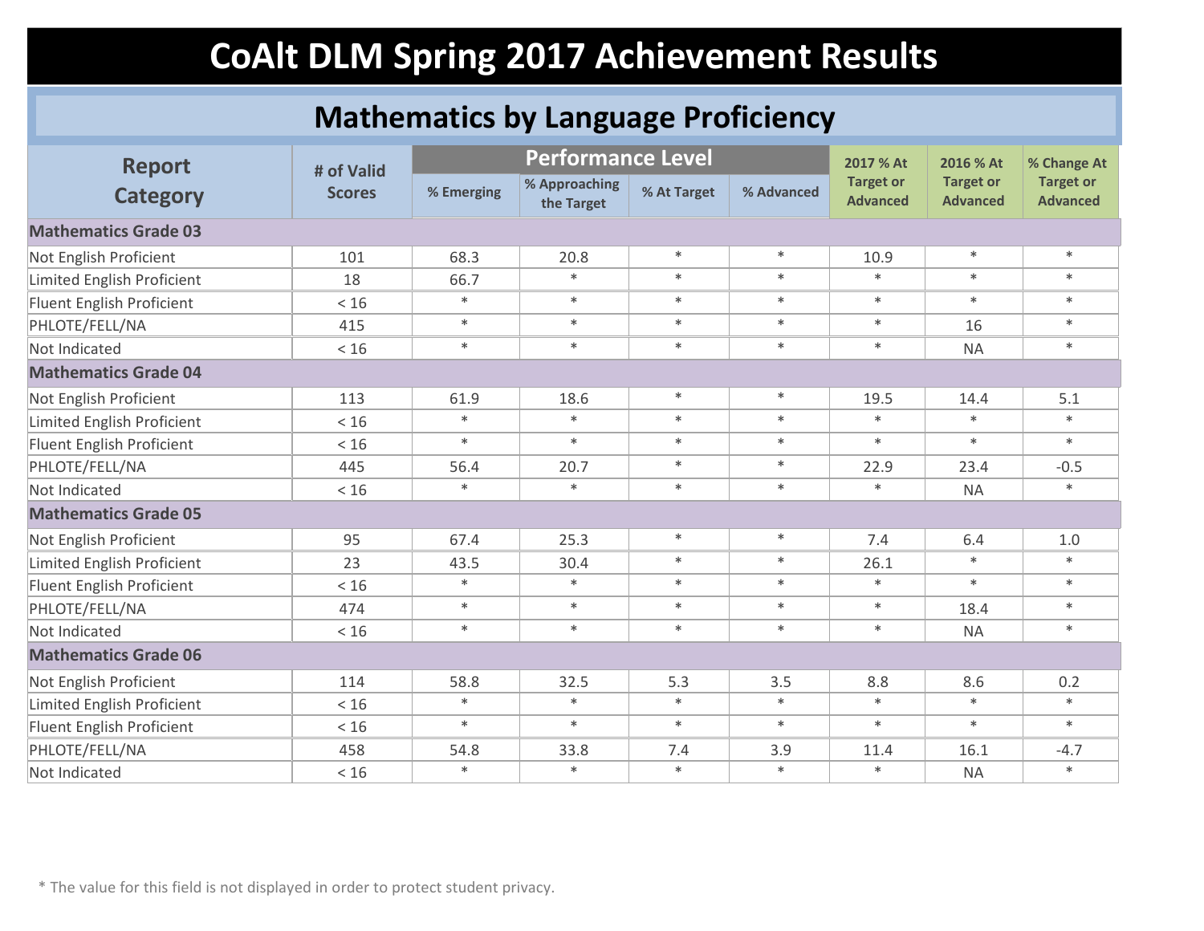# CoAlt DLM Spring 2017 Achievement Results

## Mathematics by Language Proficiency

| Report Category | # of Valid Scores | Performance Level | | | | 2017 % At Target or Advanced | 2016 % At Target or Advanced | % Change At Target or Advanced |
|---|---|---|---|---|---|---|---|---|
| | | % Emerging | % Approaching the Target | % At Target | % Advanced | | | |
| **Mathematics Grade 03** | | | | | | | | |
| Not English Proficient | 101 | 68.3 | 20.8 | * | * | 10.9 | * | * |
| Limited English Proficient | 18 | 66.7 | * | * | * | * | * | * |
| Fluent English Proficient | < 16 | * | * | * | * | * | * | * |
| PHLOTE/FELL/NA | 415 | * | * | * | * | * | 16 | * |
| Not Indicated | < 16 | * | * | * | * | * | NA | * |
| **Mathematics Grade 04** | | | | | | | | |
| Not English Proficient | 113 | 61.9 | 18.6 | * | * | 19.5 | 14.4 | 5.1 |
| Limited English Proficient | < 16 | * | * | * | * | * | * | * |
| Fluent English Proficient | < 16 | * | * | * | * | * | * | * |
| PHLOTE/FELL/NA | 445 | 56.4 | 20.7 | * | * | 22.9 | 23.4 | -0.5 |
| Not Indicated | < 16 | * | * | * | * | * | NA | * |
| **Mathematics Grade 05** | | | | | | | | |
| Not English Proficient | 95 | 67.4 | 25.3 | * | * | 7.4 | 6.4 | 1.0 |
| Limited English Proficient | 23 | 43.5 | 30.4 | * | * | 26.1 | * | * |
| Fluent English Proficient | < 16 | * | * | * | * | * | * | * |
| PHLOTE/FELL/NA | 474 | * | * | * | * | * | 18.4 | * |
| Not Indicated | < 16 | * | * | * | * | * | NA | * |
| **Mathematics Grade 06** | | | | | | | | |
| Not English Proficient | 114 | 58.8 | 32.5 | 5.3 | 3.5 | 8.8 | 8.6 | 0.2 |
| Limited English Proficient | < 16 | * | * | * | * | * | * | * |
| Fluent English Proficient | < 16 | * | * | * | * | * | * | * |
| PHLOTE/FELL/NA | 458 | 54.8 | 33.8 | 7.4 | 3.9 | 11.4 | 16.1 | -4.7 |
| Not Indicated | < 16 | * | * | * | * | * | NA | * |

* The value for this field is not displayed in order to protect student privacy.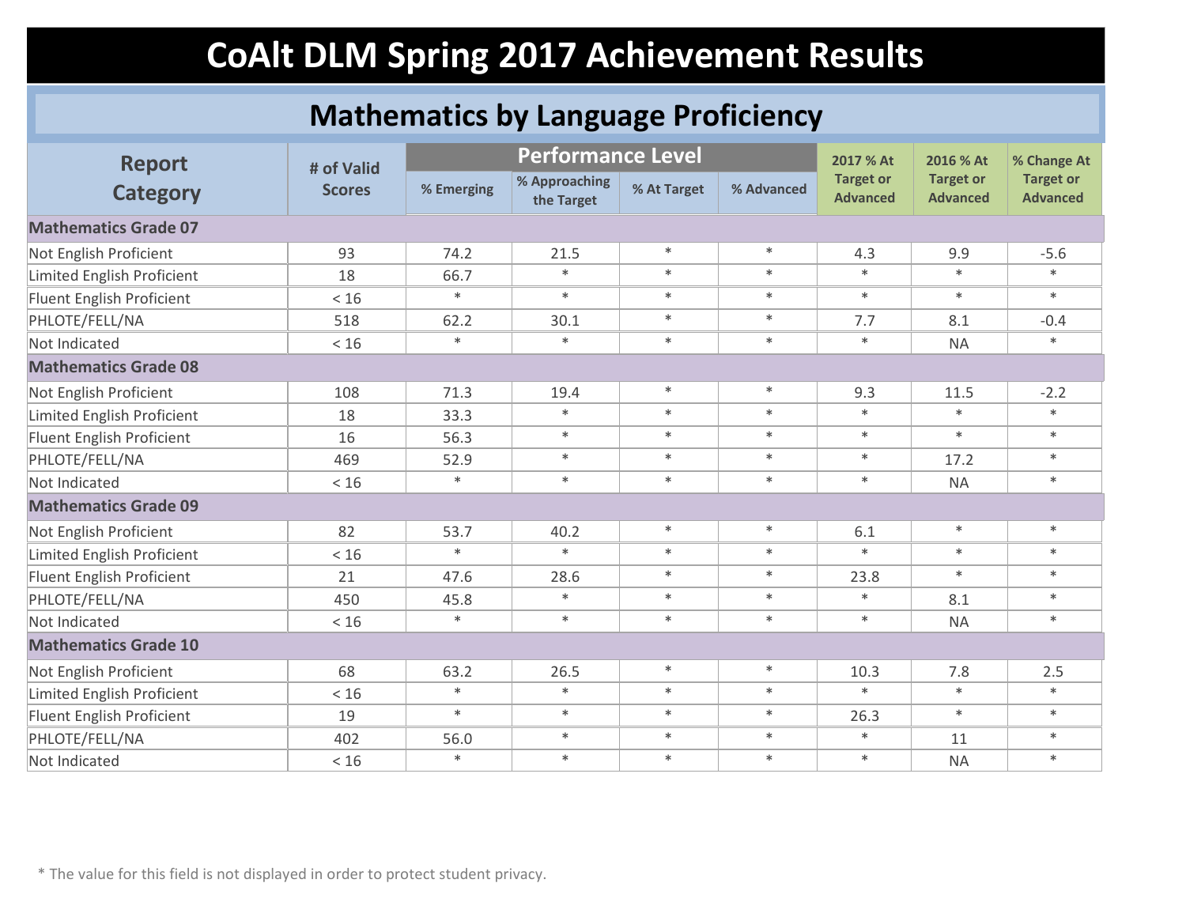# CoAlt DLM Spring 2017 Achievement Results

## Mathematics by Language Proficiency

| Report Category | # of Valid Scores | Performance Level | | | | 2017 % At Target or Advanced | 2016 % At Target or Advanced | % Change At Target or Advanced |
|---|---|---|---|---|---|---|---|---|
| | | % Emerging | % Approaching the Target | % At Target | % Advanced | | | |
| **Mathematics Grade 07** | | | | | | | | |
| Not English Proficient | 93 | 74.2 | 21.5 | * | * | 4.3 | 9.9 | -5.6 |
| Limited English Proficient | 18 | 66.7 | * | * | * | * | * | * |
| Fluent English Proficient | < 16 | * | * | * | * | * | * | * |
| PHLOTE/FELL/NA | 518 | 62.2 | 30.1 | * | * | 7.7 | 8.1 | -0.4 |
| Not Indicated | < 16 | * | * | * | * | * | NA | * |
| **Mathematics Grade 08** | | | | | | | | |
| Not English Proficient | 108 | 71.3 | 19.4 | * | * | 9.3 | 11.5 | -2.2 |
| Limited English Proficient | 18 | 33.3 | * | * | * | * | * | * |
| Fluent English Proficient | 16 | 56.3 | * | * | * | * | * | * |
| PHLOTE/FELL/NA | 469 | 52.9 | * | * | * | * | 17.2 | * |
| Not Indicated | < 16 | * | * | * | * | * | NA | * |
| **Mathematics Grade 09** | | | | | | | | |
| Not English Proficient | 82 | 53.7 | 40.2 | * | * | 6.1 | * | * |
| Limited English Proficient | < 16 | * | * | * | * | * | * | * |
| Fluent English Proficient | 21 | 47.6 | 28.6 | * | * | 23.8 | * | * |
| PHLOTE/FELL/NA | 450 | 45.8 | * | * | * | * | 8.1 | * |
| Not Indicated | < 16 | * | * | * | * | * | NA | * |
| **Mathematics Grade 10** | | | | | | | | |
| Not English Proficient | 68 | 63.2 | 26.5 | * | * | 10.3 | 7.8 | 2.5 |
| Limited English Proficient | < 16 | * | * | * | * | * | * | * |
| Fluent English Proficient | 19 | * | * | * | * | 26.3 | * | * |
| PHLOTE/FELL/NA | 402 | 56.0 | * | * | * | * | 11 | * |
| Not Indicated | < 16 | * | * | * | * | * | NA | * |

* The value for this field is not displayed in order to protect student privacy.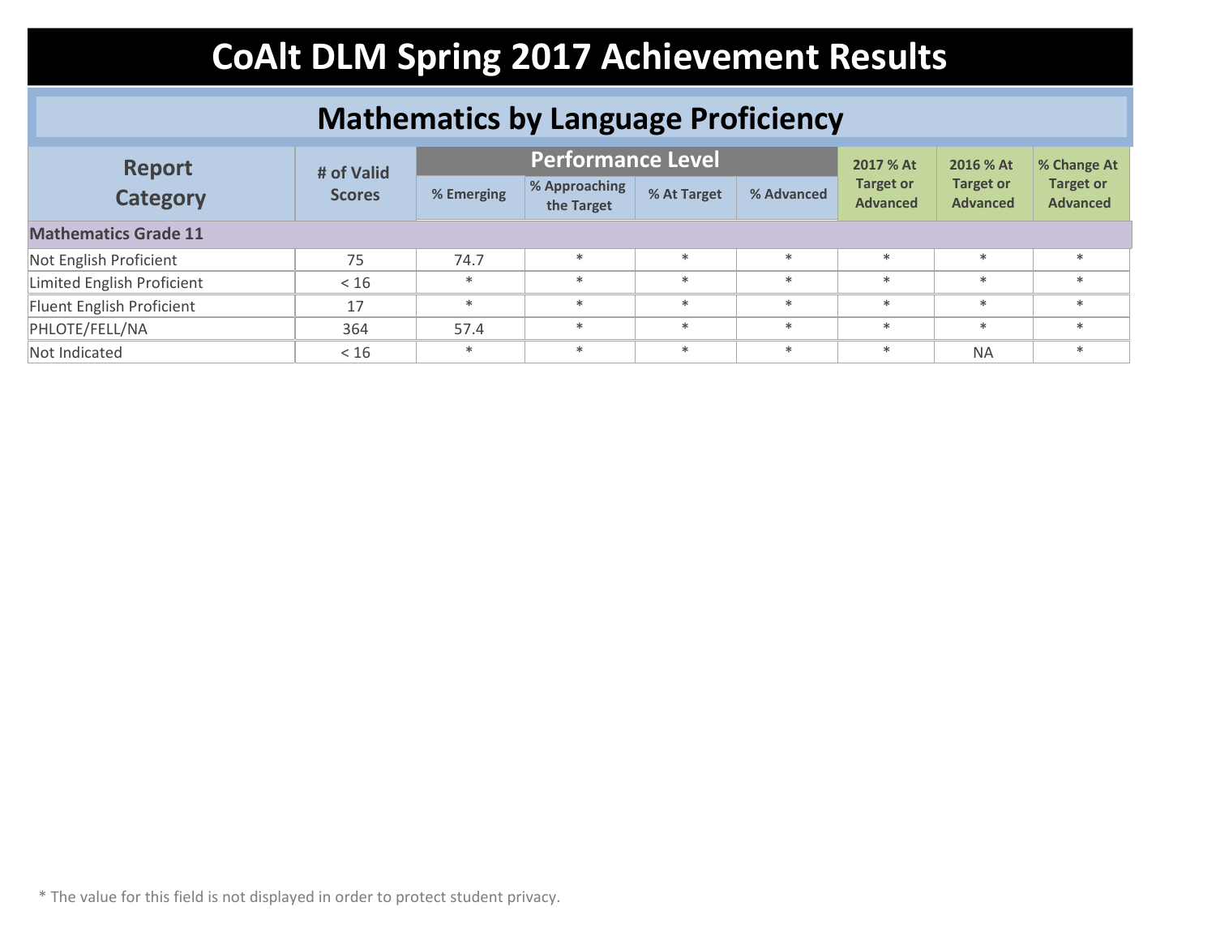# CoAlt DLM Spring 2017 Achievement Results

## Mathematics by Language Proficiency

| Report Category | # of Valid Scores | Performance Level | | | | 2017 % At Target or Advanced | 2016 % At Target or Advanced | % Change At Target or Advanced |
|---|---|---|---|---|---|---|---|---|
| | | % Emerging | % Approaching the Target | % At Target | % Advanced | | | |
| **Mathematics Grade 11** | | | | | | | | |
| Not English Proficient | 75 | 74.7 | * | * | * | * | * | * |
| Limited English Proficient | < 16 | * | * | * | * | * | * | * |
| Fluent English Proficient | 17 | * | * | * | * | * | * | * |
| PHLOTE/FELL/NA | 364 | 57.4 | * | * | * | * | * | * |
| Not Indicated | < 16 | * | * | * | * | * | NA | * |

* The value for this field is not displayed in order to protect student privacy.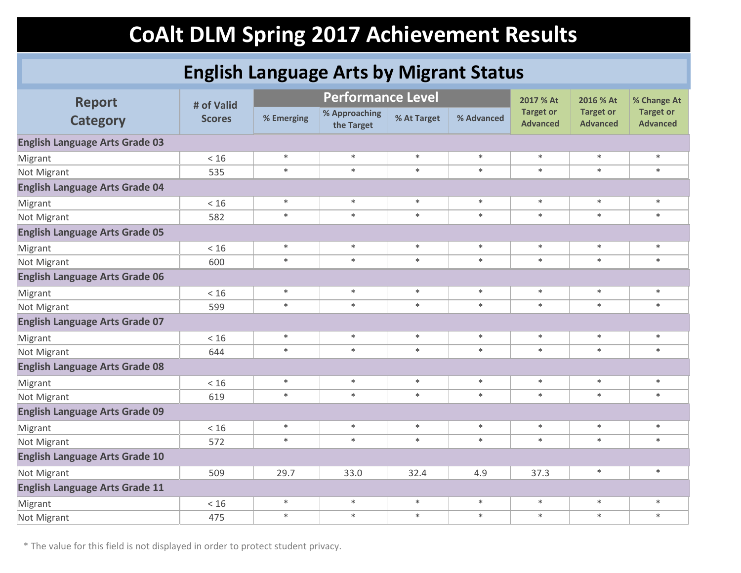# CoAlt DLM Spring 2017 Achievement Results

## English Language Arts by Migrant Status

| Report Category | # of Valid Scores | Performance Level | | | | 2017 % At Target or Advanced | 2016 % At Target or Advanced | % Change At Target or Advanced |
|---|---|---|---|---|---|---|---|---|
| | | % Emerging | % Approaching the Target | % At Target | % Advanced | | | |
| **English Language Arts Grade 03** | | | | | | | | |
| Migrant | < 16 | * | * | * | * | * | * | * |
| Not Migrant | 535 | * | * | * | * | * | * | * |
| **English Language Arts Grade 04** | | | | | | | | |
| Migrant | < 16 | * | * | * | * | * | * | * |
| Not Migrant | 582 | * | * | * | * | * | * | * |
| **English Language Arts Grade 05** | | | | | | | | |
| Migrant | < 16 | * | * | * | * | * | * | * |
| Not Migrant | 600 | * | * | * | * | * | * | * |
| **English Language Arts Grade 06** | | | | | | | | |
| Migrant | < 16 | * | * | * | * | * | * | * |
| Not Migrant | 599 | * | * | * | * | * | * | * |
| **English Language Arts Grade 07** | | | | | | | | |
| Migrant | < 16 | * | * | * | * | * | * | * |
| Not Migrant | 644 | * | * | * | * | * | * | * |
| **English Language Arts Grade 08** | | | | | | | | |
| Migrant | < 16 | * | * | * | * | * | * | * |
| Not Migrant | 619 | * | * | * | * | * | * | * |
| **English Language Arts Grade 09** | | | | | | | | |
| Migrant | < 16 | * | * | * | * | * | * | * |
| Not Migrant | 572 | * | * | * | * | * | * | * |
| **English Language Arts Grade 10** | | | | | | | | |
| Not Migrant | 509 | 29.7 | 33.0 | 32.4 | 4.9 | 37.3 | * | * |
| **English Language Arts Grade 11** | | | | | | | | |
| Migrant | < 16 | * | * | * | * | * | * | * |
| Not Migrant | 475 | * | * | * | * | * | * | * |

* The value for this field is not displayed in order to protect student privacy.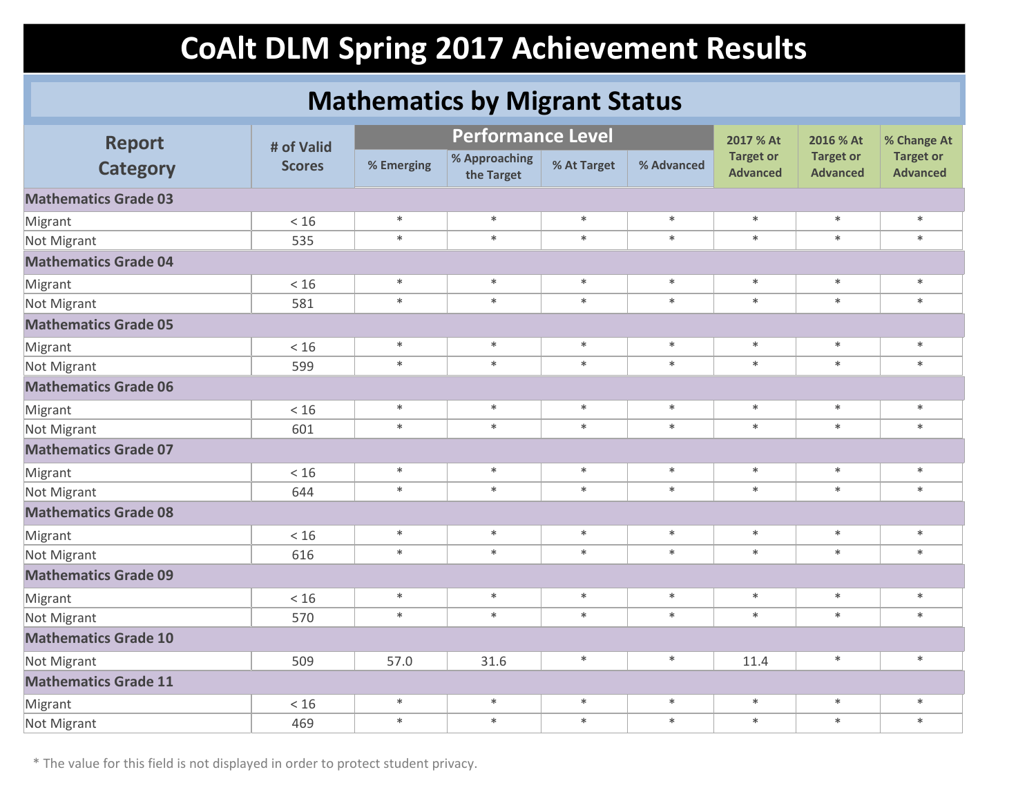# CoAlt DLM Spring 2017 Achievement Results

## Mathematics by Migrant Status

| Report Category | # of Valid Scores | Performance Level | | | | 2017 % At Target or Advanced | 2016 % At Target or Advanced | % Change At Target or Advanced |
|---|---|---|---|---|---|---|---|---|
| | | % Emerging | % Approaching the Target | % At Target | % Advanced | | | |
| **Mathematics Grade 03** | | | | | | | | |
| Migrant | < 16 | * | * | * | * | * | * | * |
| Not Migrant | 535 | * | * | * | * | * | * | * |
| **Mathematics Grade 04** | | | | | | | | |
| Migrant | < 16 | * | * | * | * | * | * | * |
| Not Migrant | 581 | * | * | * | * | * | * | * |
| **Mathematics Grade 05** | | | | | | | | |
| Migrant | < 16 | * | * | * | * | * | * | * |
| Not Migrant | 599 | * | * | * | * | * | * | * |
| **Mathematics Grade 06** | | | | | | | | |
| Migrant | < 16 | * | * | * | * | * | * | * |
| Not Migrant | 601 | * | * | * | * | * | * | * |
| **Mathematics Grade 07** | | | | | | | | |
| Migrant | < 16 | * | * | * | * | * | * | * |
| Not Migrant | 644 | * | * | * | * | * | * | * |
| **Mathematics Grade 08** | | | | | | | | |
| Migrant | < 16 | * | * | * | * | * | * | * |
| Not Migrant | 616 | * | * | * | * | * | * | * |
| **Mathematics Grade 09** | | | | | | | | |
| Migrant | < 16 | * | * | * | * | * | * | * |
| Not Migrant | 570 | * | * | * | * | * | * | * |
| **Mathematics Grade 10** | | | | | | | | |
| Not Migrant | 509 | 57.0 | 31.6 | * | * | 11.4 | * | * |
| **Mathematics Grade 11** | | | | | | | | |
| Migrant | < 16 | * | * | * | * | * | * | * |
| Not Migrant | 469 | * | * | * | * | * | * | * |

\* The value for this field is not displayed in order to protect student privacy.